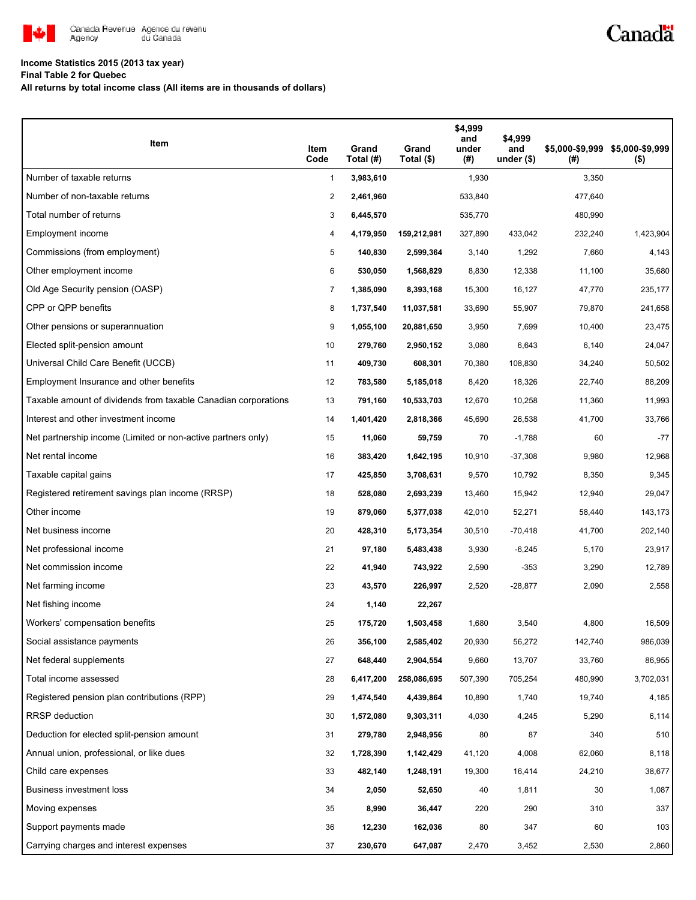Canada Revenue Agency / Agence du revenu du Canada

**Income Statistics 2015 (2013 tax year)**
**Final Table 2 for Quebec**
**All returns by total income class (All items are in thousands of dollars)**

| Item | Item Code | Grand Total (#) | Grand Total ($) | $4,999 and under (#) | $4,999 and under ($) | $5,000-$9,999 (#) | $5,000-$9,999 ($) |
|---|---|---|---|---|---|---|---|
| Number of taxable returns | 1 | **3,983,610** | | 1,930 | | 3,350 | |
| Number of non-taxable returns | 2 | **2,461,960** | | 533,840 | | 477,640 | |
| Total number of returns | 3 | **6,445,570** | | 535,770 | | 480,990 | |
| Employment income | 4 | **4,179,950** | **159,212,981** | 327,890 | 433,042 | 232,240 | 1,423,904 |
| Commissions (from employment) | 5 | **140,830** | **2,599,364** | 3,140 | 1,292 | 7,660 | 4,143 |
| Other employment income | 6 | **530,050** | **1,568,829** | 8,830 | 12,338 | 11,100 | 35,680 |
| Old Age Security pension (OASP) | 7 | **1,385,090** | **8,393,168** | 15,300 | 16,127 | 47,770 | 235,177 |
| CPP or QPP benefits | 8 | **1,737,540** | **11,037,581** | 33,690 | 55,907 | 79,870 | 241,658 |
| Other pensions or superannuation | 9 | **1,055,100** | **20,881,650** | 3,950 | 7,699 | 10,400 | 23,475 |
| Elected split-pension amount | 10 | **279,760** | **2,950,152** | 3,080 | 6,643 | 6,140 | 24,047 |
| Universal Child Care Benefit (UCCB) | 11 | **409,730** | **608,301** | 70,380 | 108,830 | 34,240 | 50,502 |
| Employment Insurance and other benefits | 12 | **783,580** | **5,185,018** | 8,420 | 18,326 | 22,740 | 88,209 |
| Taxable amount of dividends from taxable Canadian corporations | 13 | **791,160** | **10,533,703** | 12,670 | 10,258 | 11,360 | 11,993 |
| Interest and other investment income | 14 | **1,401,420** | **2,818,366** | 45,690 | 26,538 | 41,700 | 33,766 |
| Net partnership income (Limited or non-active partners only) | 15 | **11,060** | **59,759** | 70 | -1,788 | 60 | -77 |
| Net rental income | 16 | **383,420** | **1,642,195** | 10,910 | -37,308 | 9,980 | 12,968 |
| Taxable capital gains | 17 | **425,850** | **3,708,631** | 9,570 | 10,792 | 8,350 | 9,345 |
| Registered retirement savings plan income (RRSP) | 18 | **528,080** | **2,693,239** | 13,460 | 15,942 | 12,940 | 29,047 |
| Other income | 19 | **879,060** | **5,377,038** | 42,010 | 52,271 | 58,440 | 143,173 |
| Net business income | 20 | **428,310** | **5,173,354** | 30,510 | -70,418 | 41,700 | 202,140 |
| Net professional income | 21 | **97,180** | **5,483,438** | 3,930 | -6,245 | 5,170 | 23,917 |
| Net commission income | 22 | **41,940** | **743,922** | 2,590 | -353 | 3,290 | 12,789 |
| Net farming income | 23 | **43,570** | **226,997** | 2,520 | -28,877 | 2,090 | 2,558 |
| Net fishing income | 24 | **1,140** | **22,267** | | | | |
| Workers' compensation benefits | 25 | **175,720** | **1,503,458** | 1,680 | 3,540 | 4,800 | 16,509 |
| Social assistance payments | 26 | **356,100** | **2,585,402** | 20,930 | 56,272 | 142,740 | 986,039 |
| Net federal supplements | 27 | **648,440** | **2,904,554** | 9,660 | 13,707 | 33,760 | 86,955 |
| Total income assessed | 28 | **6,417,200** | **258,086,695** | 507,390 | 705,254 | 480,990 | 3,702,031 |
| Registered pension plan contributions (RPP) | 29 | **1,474,540** | **4,439,864** | 10,890 | 1,740 | 19,740 | 4,185 |
| RRSP deduction | 30 | **1,572,080** | **9,303,311** | 4,030 | 4,245 | 5,290 | 6,114 |
| Deduction for elected split-pension amount | 31 | **279,780** | **2,948,956** | 80 | 87 | 340 | 510 |
| Annual union, professional, or like dues | 32 | **1,728,390** | **1,142,429** | 41,120 | 4,008 | 62,060 | 8,118 |
| Child care expenses | 33 | **482,140** | **1,248,191** | 19,300 | 16,414 | 24,210 | 38,677 |
| Business investment loss | 34 | **2,050** | **52,650** | 40 | 1,811 | 30 | 1,087 |
| Moving expenses | 35 | **8,990** | **36,447** | 220 | 290 | 310 | 337 |
| Support payments made | 36 | **12,230** | **162,036** | 80 | 347 | 60 | 103 |
| Carrying charges and interest expenses | 37 | **230,670** | **647,087** | 2,470 | 3,452 | 2,530 | 2,860 |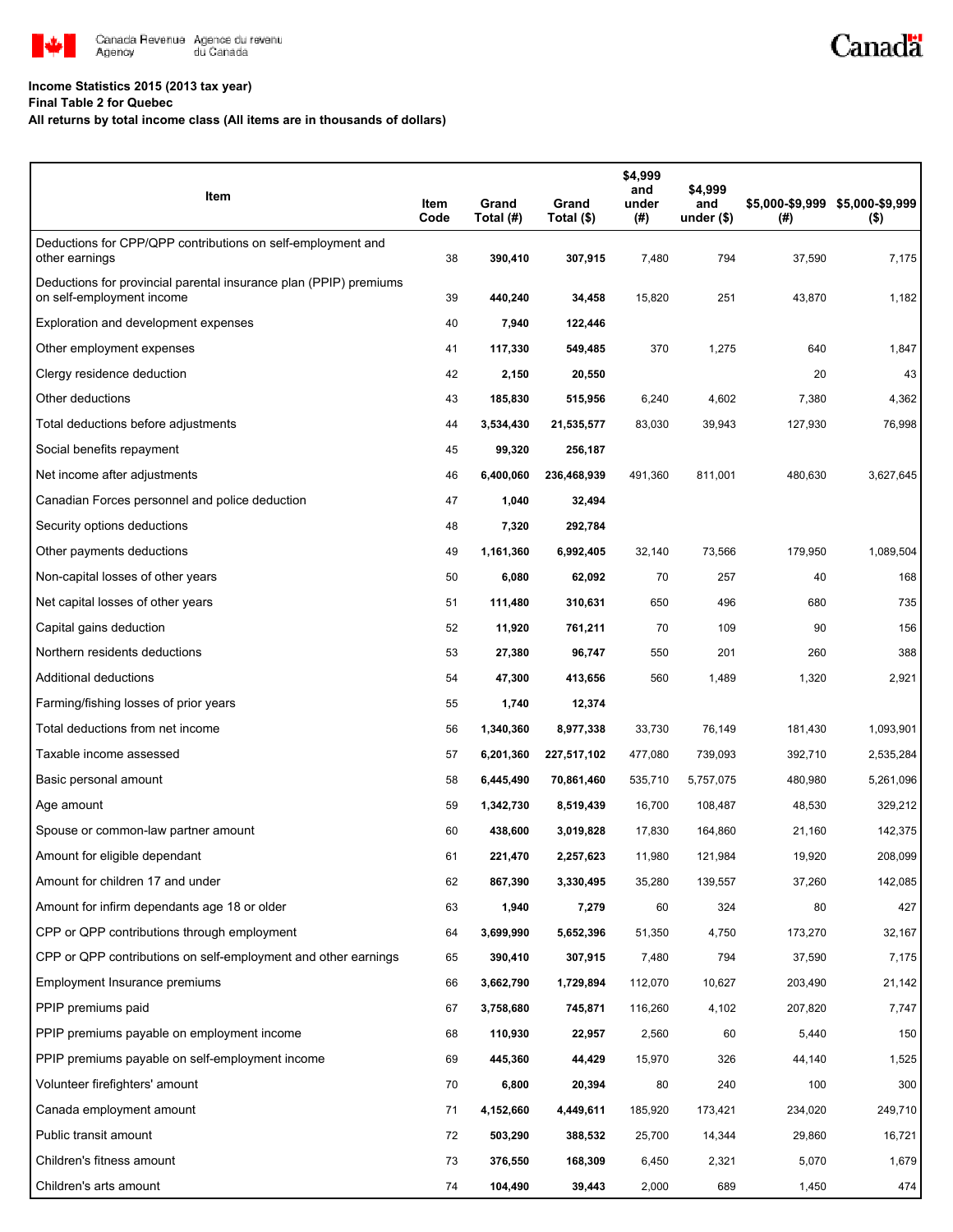**Income Statistics 2015 (2013 tax year)**
**Final Table 2 for Quebec**
**All returns by total income class (All items are in thousands of dollars)**

| Item | Item Code | Grand Total (#) | Grand Total ($) | $4,999 and under (#) | $4,999 and under ($) | $5,000-$9,999 (#) | $5,000-$9,999 ($) |
|---|---|---|---|---|---|---|---|
| Deductions for CPP/QPP contributions on self-employment and other earnings | 38 | **390,410** | **307,915** | 7,480 | 794 | 37,590 | 7,175 |
| Deductions for provincial parental insurance plan (PPIP) premiums on self-employment income | 39 | **440,240** | **34,458** | 15,820 | 251 | 43,870 | 1,182 |
| Exploration and development expenses | 40 | **7,940** | **122,446** | | | | |
| Other employment expenses | 41 | **117,330** | **549,485** | 370 | 1,275 | 640 | 1,847 |
| Clergy residence deduction | 42 | **2,150** | **20,550** | | | 20 | 43 |
| Other deductions | 43 | **185,830** | **515,956** | 6,240 | 4,602 | 7,380 | 4,362 |
| Total deductions before adjustments | 44 | **3,534,430** | **21,535,577** | 83,030 | 39,943 | 127,930 | 76,998 |
| Social benefits repayment | 45 | **99,320** | **256,187** | | | | |
| Net income after adjustments | 46 | **6,400,060** | **236,468,939** | 491,360 | 811,001 | 480,630 | 3,627,645 |
| Canadian Forces personnel and police deduction | 47 | **1,040** | **32,494** | | | | |
| Security options deductions | 48 | **7,320** | **292,784** | | | | |
| Other payments deductions | 49 | **1,161,360** | **6,992,405** | 32,140 | 73,566 | 179,950 | 1,089,504 |
| Non-capital losses of other years | 50 | **6,080** | **62,092** | 70 | 257 | 40 | 168 |
| Net capital losses of other years | 51 | **111,480** | **310,631** | 650 | 496 | 680 | 735 |
| Capital gains deduction | 52 | **11,920** | **761,211** | 70 | 109 | 90 | 156 |
| Northern residents deductions | 53 | **27,380** | **96,747** | 550 | 201 | 260 | 388 |
| Additional deductions | 54 | **47,300** | **413,656** | 560 | 1,489 | 1,320 | 2,921 |
| Farming/fishing losses of prior years | 55 | **1,740** | **12,374** | | | | |
| Total deductions from net income | 56 | **1,340,360** | **8,977,338** | 33,730 | 76,149 | 181,430 | 1,093,901 |
| Taxable income assessed | 57 | **6,201,360** | **227,517,102** | 477,080 | 739,093 | 392,710 | 2,535,284 |
| Basic personal amount | 58 | **6,445,490** | **70,861,460** | 535,710 | 5,757,075 | 480,980 | 5,261,096 |
| Age amount | 59 | **1,342,730** | **8,519,439** | 16,700 | 108,487 | 48,530 | 329,212 |
| Spouse or common-law partner amount | 60 | **438,600** | **3,019,828** | 17,830 | 164,860 | 21,160 | 142,375 |
| Amount for eligible dependant | 61 | **221,470** | **2,257,623** | 11,980 | 121,984 | 19,920 | 208,099 |
| Amount for children 17 and under | 62 | **867,390** | **3,330,495** | 35,280 | 139,557 | 37,260 | 142,085 |
| Amount for infirm dependants age 18 or older | 63 | **1,940** | **7,279** | 60 | 324 | 80 | 427 |
| CPP or QPP contributions through employment | 64 | **3,699,990** | **5,652,396** | 51,350 | 4,750 | 173,270 | 32,167 |
| CPP or QPP contributions on self-employment and other earnings | 65 | **390,410** | **307,915** | 7,480 | 794 | 37,590 | 7,175 |
| Employment Insurance premiums | 66 | **3,662,790** | **1,729,894** | 112,070 | 10,627 | 203,490 | 21,142 |
| PPIP premiums paid | 67 | **3,758,680** | **745,871** | 116,260 | 4,102 | 207,820 | 7,747 |
| PPIP premiums payable on employment income | 68 | **110,930** | **22,957** | 2,560 | 60 | 5,440 | 150 |
| PPIP premiums payable on self-employment income | 69 | **445,360** | **44,429** | 15,970 | 326 | 44,140 | 1,525 |
| Volunteer firefighters' amount | 70 | **6,800** | **20,394** | 80 | 240 | 100 | 300 |
| Canada employment amount | 71 | **4,152,660** | **4,449,611** | 185,920 | 173,421 | 234,020 | 249,710 |
| Public transit amount | 72 | **503,290** | **388,532** | 25,700 | 14,344 | 29,860 | 16,721 |
| Children's fitness amount | 73 | **376,550** | **168,309** | 6,450 | 2,321 | 5,070 | 1,679 |
| Children's arts amount | 74 | **104,490** | **39,443** | 2,000 | 689 | 1,450 | 474 |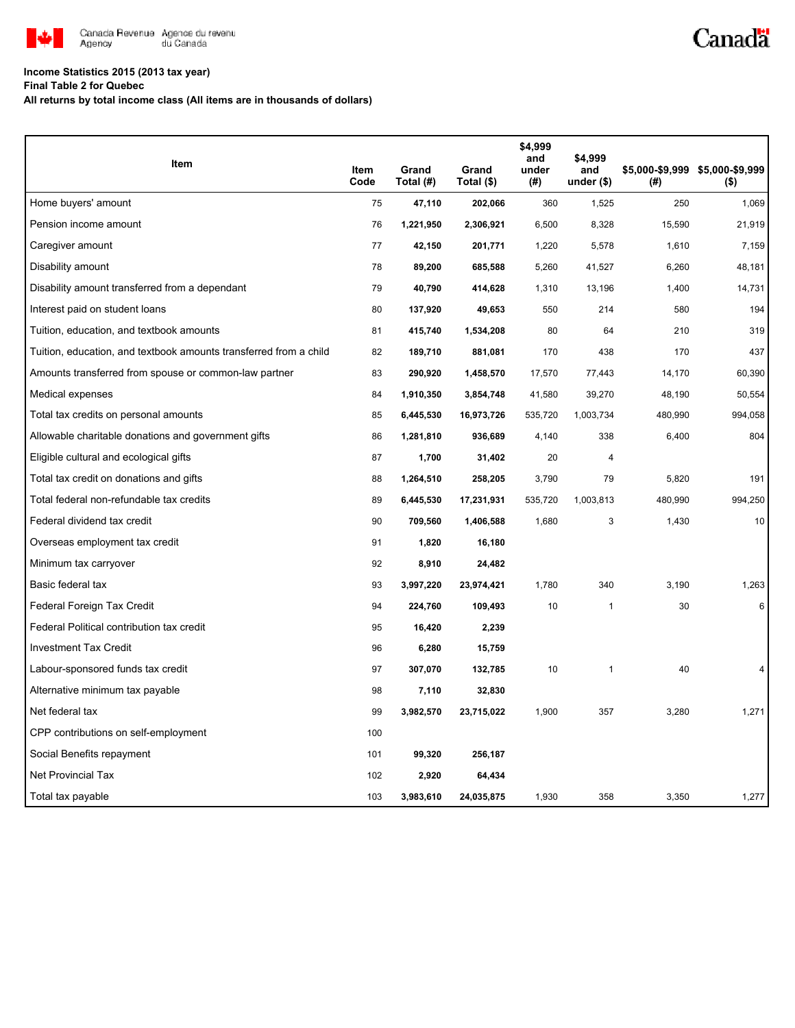**Income Statistics 2015 (2013 tax year)**

**Final Table 2 for Quebec**

**All returns by total income class (All items are in thousands of dollars)**

| Item | Item Code | Grand Total (#) | Grand Total ($) | $4,999 and under (#) | $4,999 and under ($) | $5,000-$9,999 (#) | $5,000-$9,999 ($) |
|---|---|---|---|---|---|---|---|
| Home buyers' amount | 75 | **47,110** | **202,066** | 360 | 1,525 | 250 | 1,069 |
| Pension income amount | 76 | **1,221,950** | **2,306,921** | 6,500 | 8,328 | 15,590 | 21,919 |
| Caregiver amount | 77 | **42,150** | **201,771** | 1,220 | 5,578 | 1,610 | 7,159 |
| Disability amount | 78 | **89,200** | **685,588** | 5,260 | 41,527 | 6,260 | 48,181 |
| Disability amount transferred from a dependant | 79 | **40,790** | **414,628** | 1,310 | 13,196 | 1,400 | 14,731 |
| Interest paid on student loans | 80 | **137,920** | **49,653** | 550 | 214 | 580 | 194 |
| Tuition, education, and textbook amounts | 81 | **415,740** | **1,534,208** | 80 | 64 | 210 | 319 |
| Tuition, education, and textbook amounts transferred from a child | 82 | **189,710** | **881,081** | 170 | 438 | 170 | 437 |
| Amounts transferred from spouse or common-law partner | 83 | **290,920** | **1,458,570** | 17,570 | 77,443 | 14,170 | 60,390 |
| Medical expenses | 84 | **1,910,350** | **3,854,748** | 41,580 | 39,270 | 48,190 | 50,554 |
| Total tax credits on personal amounts | 85 | **6,445,530** | **16,973,726** | 535,720 | 1,003,734 | 480,990 | 994,058 |
| Allowable charitable donations and government gifts | 86 | **1,281,810** | **936,689** | 4,140 | 338 | 6,400 | 804 |
| Eligible cultural and ecological gifts | 87 | **1,700** | **31,402** | 20 | 4 | | |
| Total tax credit on donations and gifts | 88 | **1,264,510** | **258,205** | 3,790 | 79 | 5,820 | 191 |
| Total federal non-refundable tax credits | 89 | **6,445,530** | **17,231,931** | 535,720 | 1,003,813 | 480,990 | 994,250 |
| Federal dividend tax credit | 90 | **709,560** | **1,406,588** | 1,680 | 3 | 1,430 | 10 |
| Overseas employment tax credit | 91 | **1,820** | **16,180** | | | | |
| Minimum tax carryover | 92 | **8,910** | **24,482** | | | | |
| Basic federal tax | 93 | **3,997,220** | **23,974,421** | 1,780 | 340 | 3,190 | 1,263 |
| Federal Foreign Tax Credit | 94 | **224,760** | **109,493** | 10 | 1 | 30 | 6 |
| Federal Political contribution tax credit | 95 | **16,420** | **2,239** | | | | |
| Investment Tax Credit | 96 | **6,280** | **15,759** | | | | |
| Labour-sponsored funds tax credit | 97 | **307,070** | **132,785** | 10 | 1 | 40 | 4 |
| Alternative minimum tax payable | 98 | **7,110** | **32,830** | | | | |
| Net federal tax | 99 | **3,982,570** | **23,715,022** | 1,900 | 357 | 3,280 | 1,271 |
| CPP contributions on self-employment | 100 | | | | | | |
| Social Benefits repayment | 101 | **99,320** | **256,187** | | | | |
| Net Provincial Tax | 102 | **2,920** | **64,434** | | | | |
| Total tax payable | 103 | **3,983,610** | **24,035,875** | 1,930 | 358 | 3,350 | 1,277 |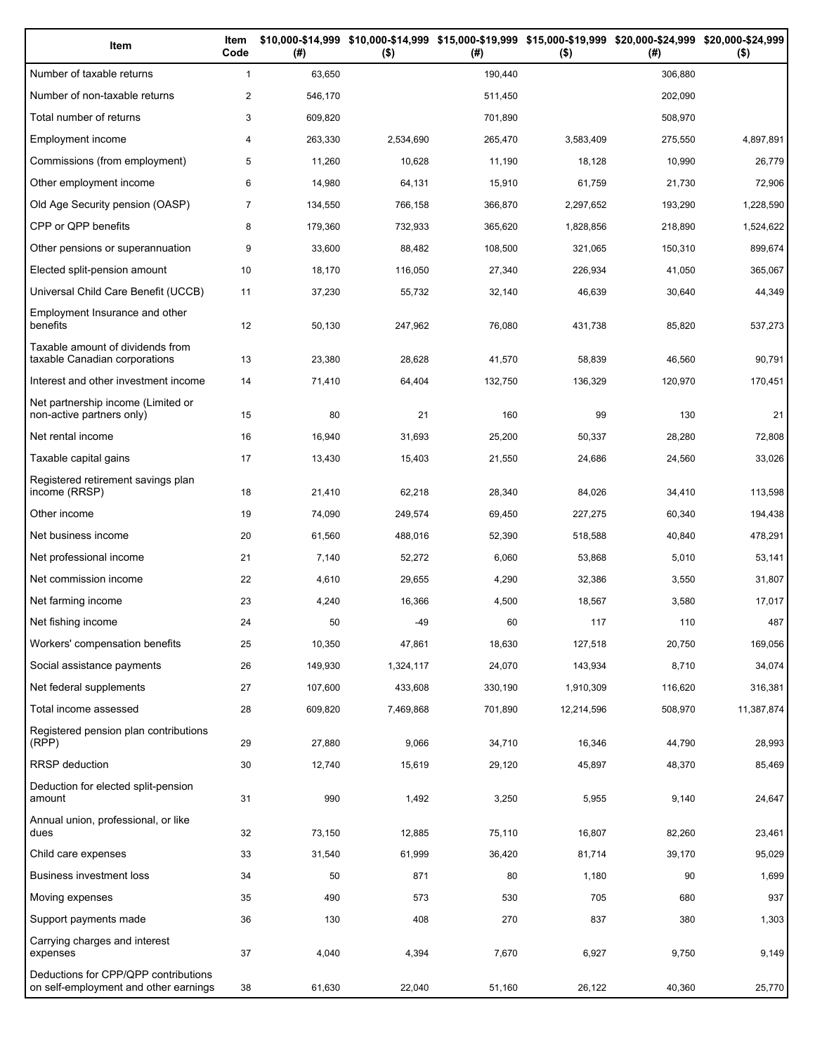| Item | Item Code | $10,000-$14,999 (#) | $10,000-$14,999 ($) | $15,000-$19,999 (#) | $15,000-$19,999 ($) | $20,000-$24,999 (#) | $20,000-$24,999 ($) |
|---|---|---|---|---|---|---|---|
| Number of taxable returns | 1 | 63,650 | | 190,440 | | 306,880 | |
| Number of non-taxable returns | 2 | 546,170 | | 511,450 | | 202,090 | |
| Total number of returns | 3 | 609,820 | | 701,890 | | 508,970 | |
| Employment income | 4 | 263,330 | 2,534,690 | 265,470 | 3,583,409 | 275,550 | 4,897,891 |
| Commissions (from employment) | 5 | 11,260 | 10,628 | 11,190 | 18,128 | 10,990 | 26,779 |
| Other employment income | 6 | 14,980 | 64,131 | 15,910 | 61,759 | 21,730 | 72,906 |
| Old Age Security pension (OASP) | 7 | 134,550 | 766,158 | 366,870 | 2,297,652 | 193,290 | 1,228,590 |
| CPP or QPP benefits | 8 | 179,360 | 732,933 | 365,620 | 1,828,856 | 218,890 | 1,524,622 |
| Other pensions or superannuation | 9 | 33,600 | 88,482 | 108,500 | 321,065 | 150,310 | 899,674 |
| Elected split-pension amount | 10 | 18,170 | 116,050 | 27,340 | 226,934 | 41,050 | 365,067 |
| Universal Child Care Benefit (UCCB) | 11 | 37,230 | 55,732 | 32,140 | 46,639 | 30,640 | 44,349 |
| Employment Insurance and other benefits | 12 | 50,130 | 247,962 | 76,080 | 431,738 | 85,820 | 537,273 |
| Taxable amount of dividends from taxable Canadian corporations | 13 | 23,380 | 28,628 | 41,570 | 58,839 | 46,560 | 90,791 |
| Interest and other investment income | 14 | 71,410 | 64,404 | 132,750 | 136,329 | 120,970 | 170,451 |
| Net partnership income (Limited or non-active partners only) | 15 | 80 | 21 | 160 | 99 | 130 | 21 |
| Net rental income | 16 | 16,940 | 31,693 | 25,200 | 50,337 | 28,280 | 72,808 |
| Taxable capital gains | 17 | 13,430 | 15,403 | 21,550 | 24,686 | 24,560 | 33,026 |
| Registered retirement savings plan income (RRSP) | 18 | 21,410 | 62,218 | 28,340 | 84,026 | 34,410 | 113,598 |
| Other income | 19 | 74,090 | 249,574 | 69,450 | 227,275 | 60,340 | 194,438 |
| Net business income | 20 | 61,560 | 488,016 | 52,390 | 518,588 | 40,840 | 478,291 |
| Net professional income | 21 | 7,140 | 52,272 | 6,060 | 53,868 | 5,010 | 53,141 |
| Net commission income | 22 | 4,610 | 29,655 | 4,290 | 32,386 | 3,550 | 31,807 |
| Net farming income | 23 | 4,240 | 16,366 | 4,500 | 18,567 | 3,580 | 17,017 |
| Net fishing income | 24 | 50 | -49 | 60 | 117 | 110 | 487 |
| Workers' compensation benefits | 25 | 10,350 | 47,861 | 18,630 | 127,518 | 20,750 | 169,056 |
| Social assistance payments | 26 | 149,930 | 1,324,117 | 24,070 | 143,934 | 8,710 | 34,074 |
| Net federal supplements | 27 | 107,600 | 433,608 | 330,190 | 1,910,309 | 116,620 | 316,381 |
| Total income assessed | 28 | 609,820 | 7,469,868 | 701,890 | 12,214,596 | 508,970 | 11,387,874 |
| Registered pension plan contributions (RPP) | 29 | 27,880 | 9,066 | 34,710 | 16,346 | 44,790 | 28,993 |
| RRSP deduction | 30 | 12,740 | 15,619 | 29,120 | 45,897 | 48,370 | 85,469 |
| Deduction for elected split-pension amount | 31 | 990 | 1,492 | 3,250 | 5,955 | 9,140 | 24,647 |
| Annual union, professional, or like dues | 32 | 73,150 | 12,885 | 75,110 | 16,807 | 82,260 | 23,461 |
| Child care expenses | 33 | 31,540 | 61,999 | 36,420 | 81,714 | 39,170 | 95,029 |
| Business investment loss | 34 | 50 | 871 | 80 | 1,180 | 90 | 1,699 |
| Moving expenses | 35 | 490 | 573 | 530 | 705 | 680 | 937 |
| Support payments made | 36 | 130 | 408 | 270 | 837 | 380 | 1,303 |
| Carrying charges and interest expenses | 37 | 4,040 | 4,394 | 7,670 | 6,927 | 9,750 | 9,149 |
| Deductions for CPP/QPP contributions on self-employment and other earnings | 38 | 61,630 | 22,040 | 51,160 | 26,122 | 40,360 | 25,770 |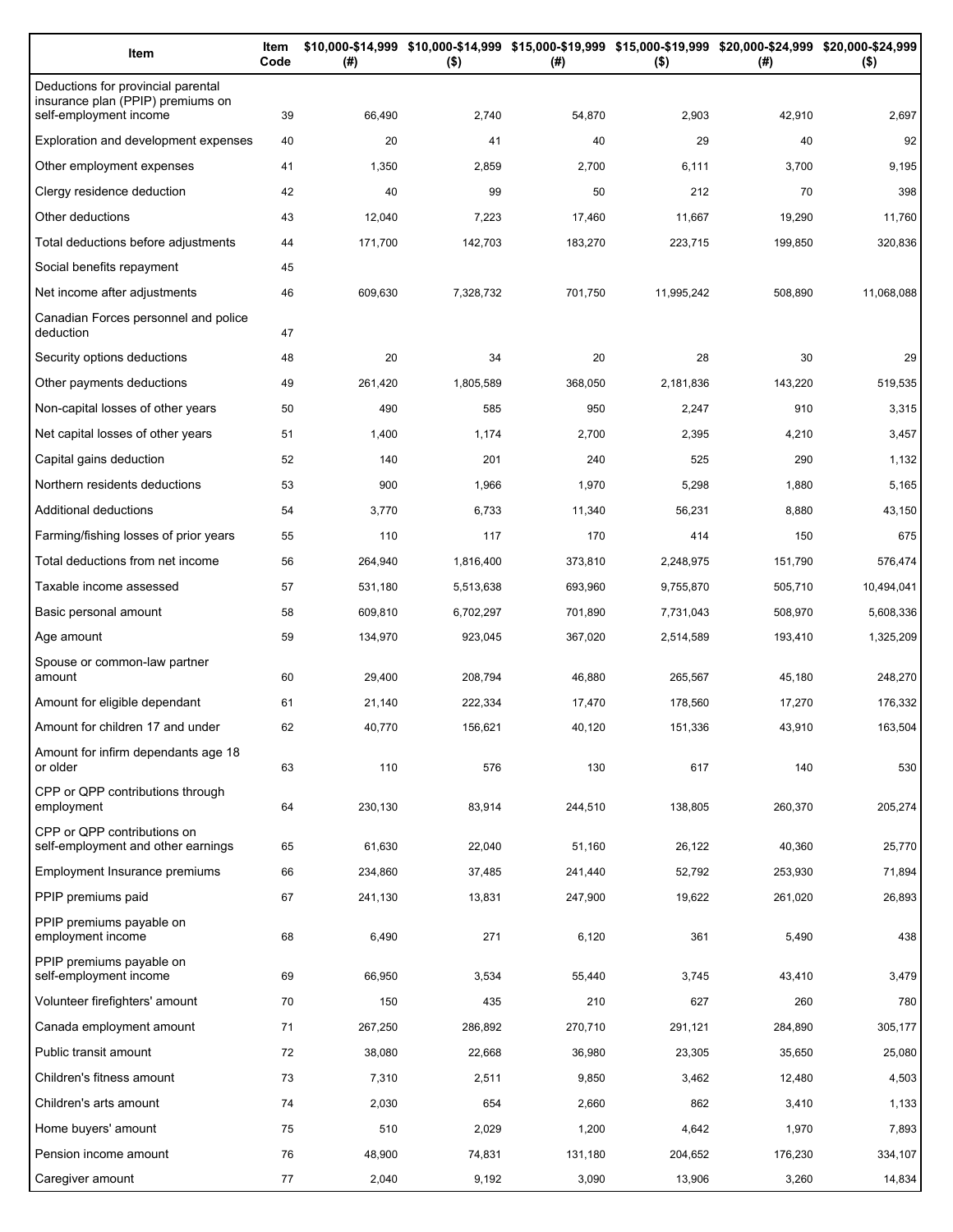| Item | Item Code | $10,000-$14,999 (#) | $10,000-$14,999 ($) | $15,000-$19,999 (#) | $15,000-$19,999 ($) | $20,000-$24,999 (#) | $20,000-$24,999 ($) |
|---|---|---|---|---|---|---|---|
| Deductions for provincial parental insurance plan (PPIP) premiums on self-employment income | 39 | 66,490 | 2,740 | 54,870 | 2,903 | 42,910 | 2,697 |
| Exploration and development expenses | 40 | 20 | 41 | 40 | 29 | 40 | 92 |
| Other employment expenses | 41 | 1,350 | 2,859 | 2,700 | 6,111 | 3,700 | 9,195 |
| Clergy residence deduction | 42 | 40 | 99 | 50 | 212 | 70 | 398 |
| Other deductions | 43 | 12,040 | 7,223 | 17,460 | 11,667 | 19,290 | 11,760 |
| Total deductions before adjustments | 44 | 171,700 | 142,703 | 183,270 | 223,715 | 199,850 | 320,836 |
| Social benefits repayment | 45 | | | | | | |
| Net income after adjustments | 46 | 609,630 | 7,328,732 | 701,750 | 11,995,242 | 508,890 | 11,068,088 |
| Canadian Forces personnel and police deduction | 47 | | | | | | |
| Security options deductions | 48 | 20 | 34 | 20 | 28 | 30 | 29 |
| Other payments deductions | 49 | 261,420 | 1,805,589 | 368,050 | 2,181,836 | 143,220 | 519,535 |
| Non-capital losses of other years | 50 | 490 | 585 | 950 | 2,247 | 910 | 3,315 |
| Net capital losses of other years | 51 | 1,400 | 1,174 | 2,700 | 2,395 | 4,210 | 3,457 |
| Capital gains deduction | 52 | 140 | 201 | 240 | 525 | 290 | 1,132 |
| Northern residents deductions | 53 | 900 | 1,966 | 1,970 | 5,298 | 1,880 | 5,165 |
| Additional deductions | 54 | 3,770 | 6,733 | 11,340 | 56,231 | 8,880 | 43,150 |
| Farming/fishing losses of prior years | 55 | 110 | 117 | 170 | 414 | 150 | 675 |
| Total deductions from net income | 56 | 264,940 | 1,816,400 | 373,810 | 2,248,975 | 151,790 | 576,474 |
| Taxable income assessed | 57 | 531,180 | 5,513,638 | 693,960 | 9,755,870 | 505,710 | 10,494,041 |
| Basic personal amount | 58 | 609,810 | 6,702,297 | 701,890 | 7,731,043 | 508,970 | 5,608,336 |
| Age amount | 59 | 134,970 | 923,045 | 367,020 | 2,514,589 | 193,410 | 1,325,209 |
| Spouse or common-law partner amount | 60 | 29,400 | 208,794 | 46,880 | 265,567 | 45,180 | 248,270 |
| Amount for eligible dependant | 61 | 21,140 | 222,334 | 17,470 | 178,560 | 17,270 | 176,332 |
| Amount for children 17 and under | 62 | 40,770 | 156,621 | 40,120 | 151,336 | 43,910 | 163,504 |
| Amount for infirm dependants age 18 or older | 63 | 110 | 576 | 130 | 617 | 140 | 530 |
| CPP or QPP contributions through employment | 64 | 230,130 | 83,914 | 244,510 | 138,805 | 260,370 | 205,274 |
| CPP or QPP contributions on self-employment and other earnings | 65 | 61,630 | 22,040 | 51,160 | 26,122 | 40,360 | 25,770 |
| Employment Insurance premiums | 66 | 234,860 | 37,485 | 241,440 | 52,792 | 253,930 | 71,894 |
| PPIP premiums paid | 67 | 241,130 | 13,831 | 247,900 | 19,622 | 261,020 | 26,893 |
| PPIP premiums payable on employment income | 68 | 6,490 | 271 | 6,120 | 361 | 5,490 | 438 |
| PPIP premiums payable on self-employment income | 69 | 66,950 | 3,534 | 55,440 | 3,745 | 43,410 | 3,479 |
| Volunteer firefighters' amount | 70 | 150 | 435 | 210 | 627 | 260 | 780 |
| Canada employment amount | 71 | 267,250 | 286,892 | 270,710 | 291,121 | 284,890 | 305,177 |
| Public transit amount | 72 | 38,080 | 22,668 | 36,980 | 23,305 | 35,650 | 25,080 |
| Children's fitness amount | 73 | 7,310 | 2,511 | 9,850 | 3,462 | 12,480 | 4,503 |
| Children's arts amount | 74 | 2,030 | 654 | 2,660 | 862 | 3,410 | 1,133 |
| Home buyers' amount | 75 | 510 | 2,029 | 1,200 | 4,642 | 1,970 | 7,893 |
| Pension income amount | 76 | 48,900 | 74,831 | 131,180 | 204,652 | 176,230 | 334,107 |
| Caregiver amount | 77 | 2,040 | 9,192 | 3,090 | 13,906 | 3,260 | 14,834 |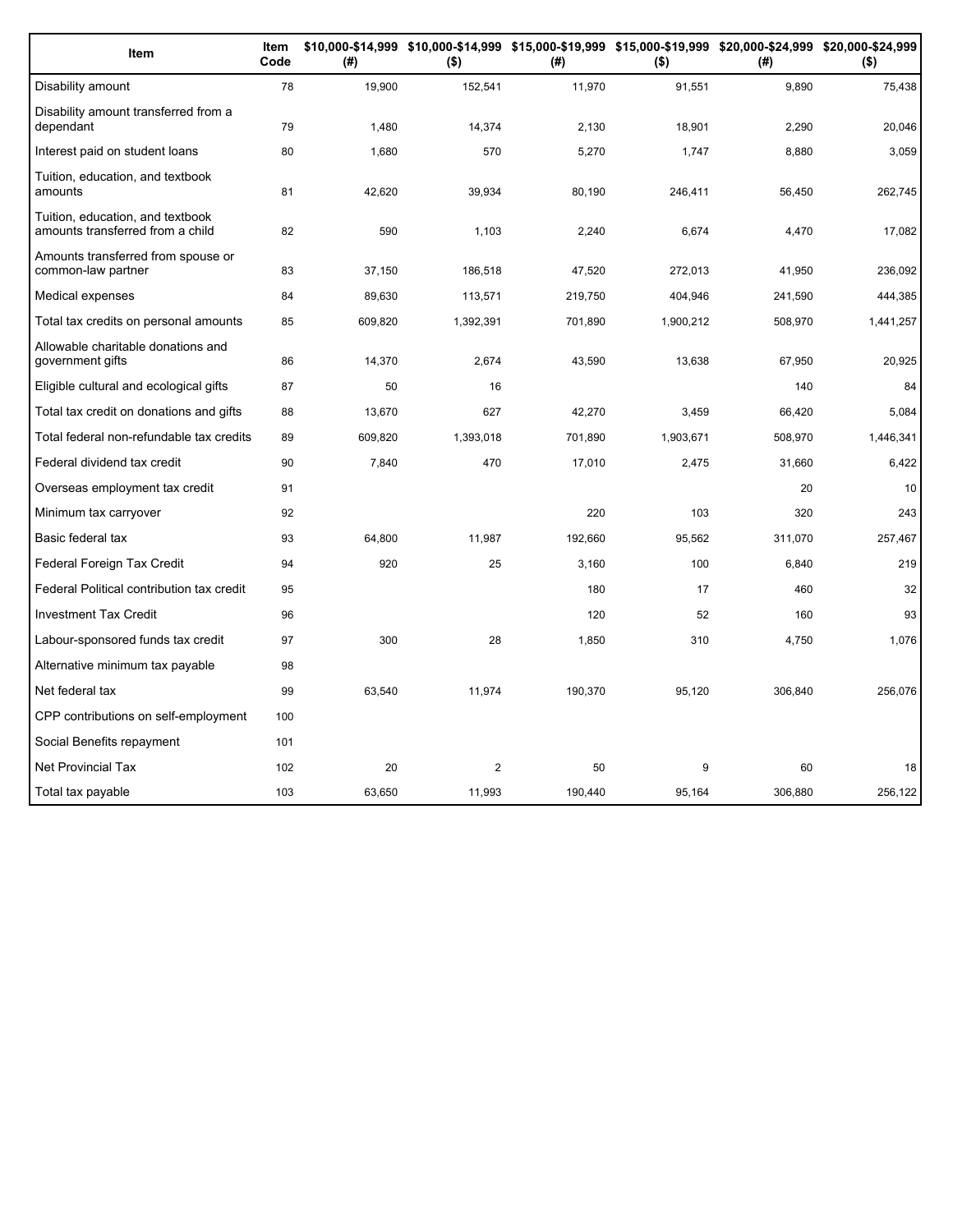| Item | Item Code | $10,000-$14,999 (#) | $10,000-$14,999 ($) | $15,000-$19,999 (#) | $15,000-$19,999 ($) | $20,000-$24,999 (#) | $20,000-$24,999 ($) |
|---|---|---|---|---|---|---|---|
| Disability amount | 78 | 19,900 | 152,541 | 11,970 | 91,551 | 9,890 | 75,438 |
| Disability amount transferred from a dependant | 79 | 1,480 | 14,374 | 2,130 | 18,901 | 2,290 | 20,046 |
| Interest paid on student loans | 80 | 1,680 | 570 | 5,270 | 1,747 | 8,880 | 3,059 |
| Tuition, education, and textbook amounts | 81 | 42,620 | 39,934 | 80,190 | 246,411 | 56,450 | 262,745 |
| Tuition, education, and textbook amounts transferred from a child | 82 | 590 | 1,103 | 2,240 | 6,674 | 4,470 | 17,082 |
| Amounts transferred from spouse or common-law partner | 83 | 37,150 | 186,518 | 47,520 | 272,013 | 41,950 | 236,092 |
| Medical expenses | 84 | 89,630 | 113,571 | 219,750 | 404,946 | 241,590 | 444,385 |
| Total tax credits on personal amounts | 85 | 609,820 | 1,392,391 | 701,890 | 1,900,212 | 508,970 | 1,441,257 |
| Allowable charitable donations and government gifts | 86 | 14,370 | 2,674 | 43,590 | 13,638 | 67,950 | 20,925 |
| Eligible cultural and ecological gifts | 87 | 50 | 16 | | | 140 | 84 |
| Total tax credit on donations and gifts | 88 | 13,670 | 627 | 42,270 | 3,459 | 66,420 | 5,084 |
| Total federal non-refundable tax credits | 89 | 609,820 | 1,393,018 | 701,890 | 1,903,671 | 508,970 | 1,446,341 |
| Federal dividend tax credit | 90 | 7,840 | 470 | 17,010 | 2,475 | 31,660 | 6,422 |
| Overseas employment tax credit | 91 | | | | | 20 | 10 |
| Minimum tax carryover | 92 | | | 220 | 103 | 320 | 243 |
| Basic federal tax | 93 | 64,800 | 11,987 | 192,660 | 95,562 | 311,070 | 257,467 |
| Federal Foreign Tax Credit | 94 | 920 | 25 | 3,160 | 100 | 6,840 | 219 |
| Federal Political contribution tax credit | 95 | | | 180 | 17 | 460 | 32 |
| Investment Tax Credit | 96 | | | 120 | 52 | 160 | 93 |
| Labour-sponsored funds tax credit | 97 | 300 | 28 | 1,850 | 310 | 4,750 | 1,076 |
| Alternative minimum tax payable | 98 | | | | | | |
| Net federal tax | 99 | 63,540 | 11,974 | 190,370 | 95,120 | 306,840 | 256,076 |
| CPP contributions on self-employment | 100 | | | | | | |
| Social Benefits repayment | 101 | | | | | | |
| Net Provincial Tax | 102 | 20 | 2 | 50 | 9 | 60 | 18 |
| Total tax payable | 103 | 63,650 | 11,993 | 190,440 | 95,164 | 306,880 | 256,122 |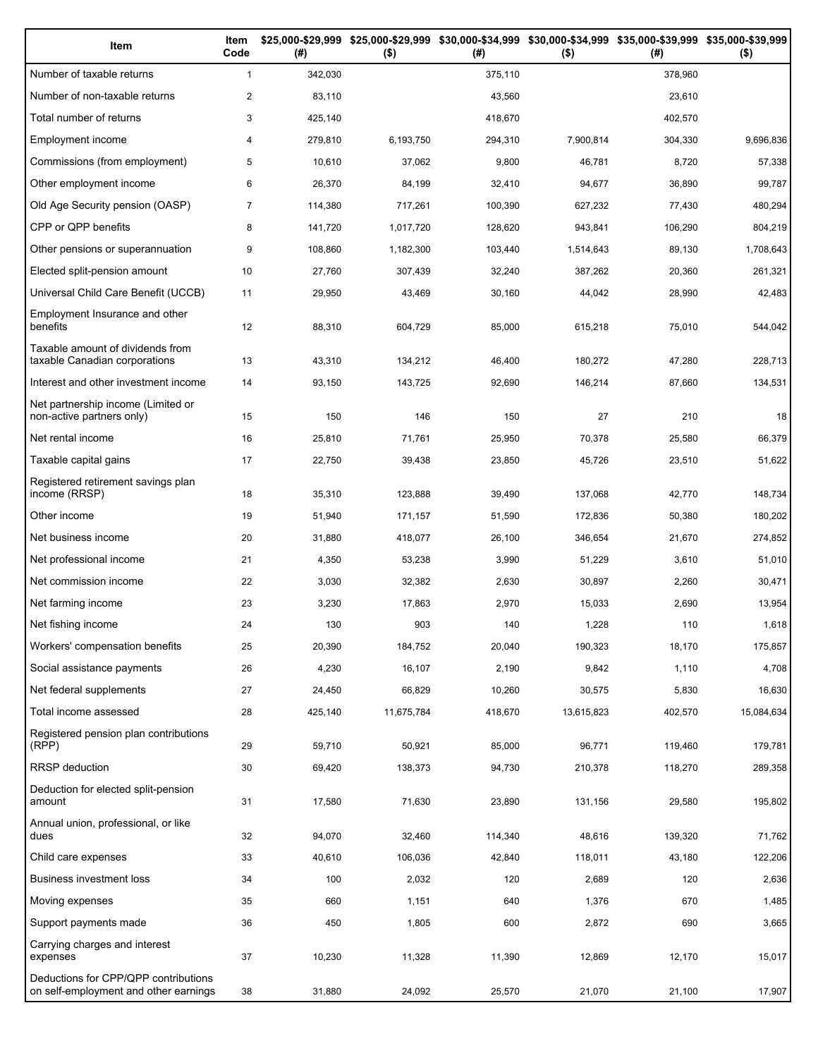| Item | Item Code | $25,000-$29,999 (#) | $25,000-$29,999 ($) | $30,000-$34,999 (#) | $30,000-$34,999 ($) | $35,000-$39,999 (#) | $35,000-$39,999 ($) |
|---|---|---|---|---|---|---|---|
| Number of taxable returns | 1 | 342,030 | | 375,110 | | 378,960 | |
| Number of non-taxable returns | 2 | 83,110 | | 43,560 | | 23,610 | |
| Total number of returns | 3 | 425,140 | | 418,670 | | 402,570 | |
| Employment income | 4 | 279,810 | 6,193,750 | 294,310 | 7,900,814 | 304,330 | 9,696,836 |
| Commissions (from employment) | 5 | 10,610 | 37,062 | 9,800 | 46,781 | 8,720 | 57,338 |
| Other employment income | 6 | 26,370 | 84,199 | 32,410 | 94,677 | 36,890 | 99,787 |
| Old Age Security pension (OASP) | 7 | 114,380 | 717,261 | 100,390 | 627,232 | 77,430 | 480,294 |
| CPP or QPP benefits | 8 | 141,720 | 1,017,720 | 128,620 | 943,841 | 106,290 | 804,219 |
| Other pensions or superannuation | 9 | 108,860 | 1,182,300 | 103,440 | 1,514,643 | 89,130 | 1,708,643 |
| Elected split-pension amount | 10 | 27,760 | 307,439 | 32,240 | 387,262 | 20,360 | 261,321 |
| Universal Child Care Benefit (UCCB) | 11 | 29,950 | 43,469 | 30,160 | 44,042 | 28,990 | 42,483 |
| Employment Insurance and other benefits | 12 | 88,310 | 604,729 | 85,000 | 615,218 | 75,010 | 544,042 |
| Taxable amount of dividends from taxable Canadian corporations | 13 | 43,310 | 134,212 | 46,400 | 180,272 | 47,280 | 228,713 |
| Interest and other investment income | 14 | 93,150 | 143,725 | 92,690 | 146,214 | 87,660 | 134,531 |
| Net partnership income (Limited or non-active partners only) | 15 | 150 | 146 | 150 | 27 | 210 | 18 |
| Net rental income | 16 | 25,810 | 71,761 | 25,950 | 70,378 | 25,580 | 66,379 |
| Taxable capital gains | 17 | 22,750 | 39,438 | 23,850 | 45,726 | 23,510 | 51,622 |
| Registered retirement savings plan income (RRSP) | 18 | 35,310 | 123,888 | 39,490 | 137,068 | 42,770 | 148,734 |
| Other income | 19 | 51,940 | 171,157 | 51,590 | 172,836 | 50,380 | 180,202 |
| Net business income | 20 | 31,880 | 418,077 | 26,100 | 346,654 | 21,670 | 274,852 |
| Net professional income | 21 | 4,350 | 53,238 | 3,990 | 51,229 | 3,610 | 51,010 |
| Net commission income | 22 | 3,030 | 32,382 | 2,630 | 30,897 | 2,260 | 30,471 |
| Net farming income | 23 | 3,230 | 17,863 | 2,970 | 15,033 | 2,690 | 13,954 |
| Net fishing income | 24 | 130 | 903 | 140 | 1,228 | 110 | 1,618 |
| Workers' compensation benefits | 25 | 20,390 | 184,752 | 20,040 | 190,323 | 18,170 | 175,857 |
| Social assistance payments | 26 | 4,230 | 16,107 | 2,190 | 9,842 | 1,110 | 4,708 |
| Net federal supplements | 27 | 24,450 | 66,829 | 10,260 | 30,575 | 5,830 | 16,630 |
| Total income assessed | 28 | 425,140 | 11,675,784 | 418,670 | 13,615,823 | 402,570 | 15,084,634 |
| Registered pension plan contributions (RPP) | 29 | 59,710 | 50,921 | 85,000 | 96,771 | 119,460 | 179,781 |
| RRSP deduction | 30 | 69,420 | 138,373 | 94,730 | 210,378 | 118,270 | 289,358 |
| Deduction for elected split-pension amount | 31 | 17,580 | 71,630 | 23,890 | 131,156 | 29,580 | 195,802 |
| Annual union, professional, or like dues | 32 | 94,070 | 32,460 | 114,340 | 48,616 | 139,320 | 71,762 |
| Child care expenses | 33 | 40,610 | 106,036 | 42,840 | 118,011 | 43,180 | 122,206 |
| Business investment loss | 34 | 100 | 2,032 | 120 | 2,689 | 120 | 2,636 |
| Moving expenses | 35 | 660 | 1,151 | 640 | 1,376 | 670 | 1,485 |
| Support payments made | 36 | 450 | 1,805 | 600 | 2,872 | 690 | 3,665 |
| Carrying charges and interest expenses | 37 | 10,230 | 11,328 | 11,390 | 12,869 | 12,170 | 15,017 |
| Deductions for CPP/QPP contributions on self-employment and other earnings | 38 | 31,880 | 24,092 | 25,570 | 21,070 | 21,100 | 17,907 |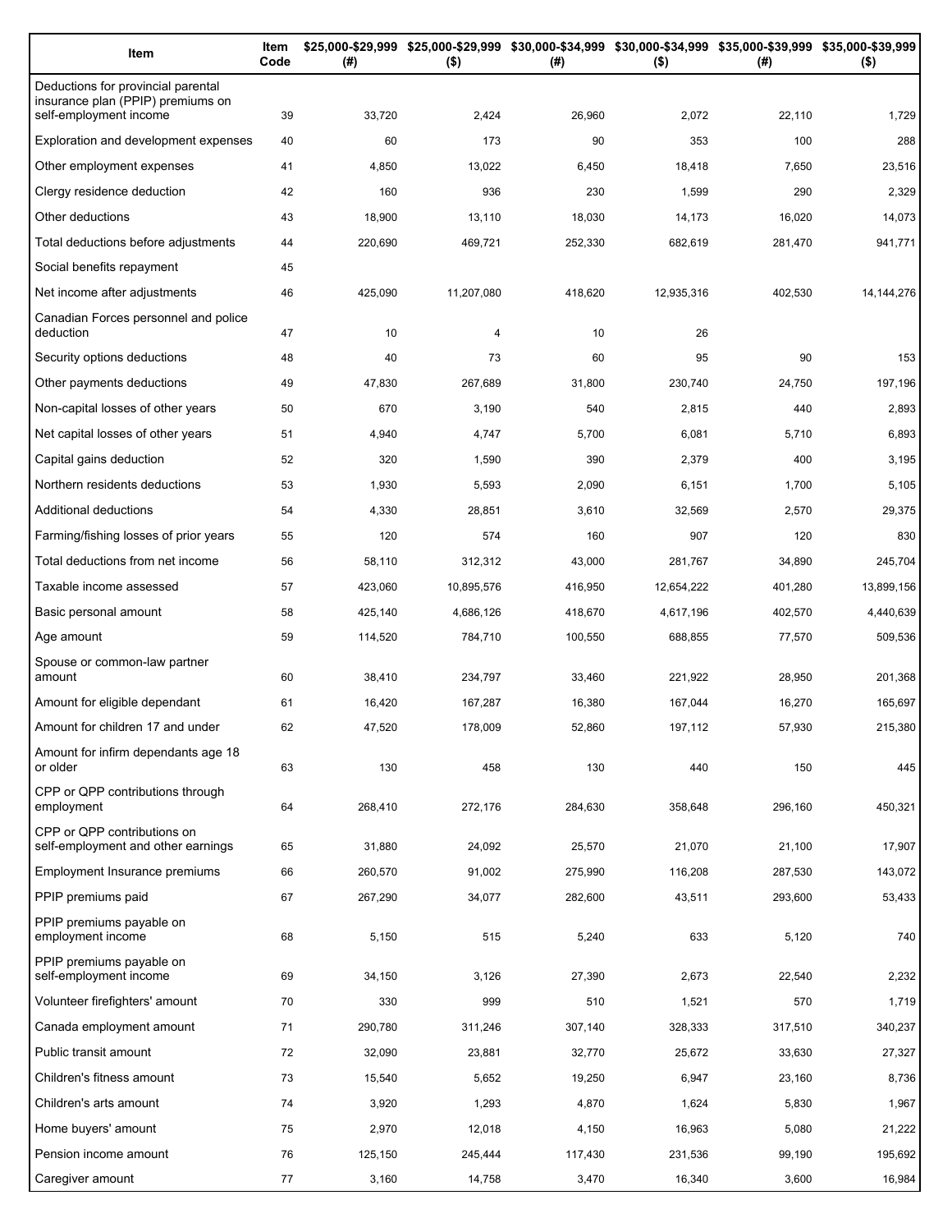| Item | Item Code | $25,000-$29,999 (#) | $25,000-$29,999 ($) | $30,000-$34,999 (#) | $30,000-$34,999 ($) | $35,000-$39,999 (#) | $35,000-$39,999 ($) |
|---|---|---|---|---|---|---|---|
| Deductions for provincial parental insurance plan (PPIP) premiums on self-employment income | 39 | 33,720 | 2,424 | 26,960 | 2,072 | 22,110 | 1,729 |
| Exploration and development expenses | 40 | 60 | 173 | 90 | 353 | 100 | 288 |
| Other employment expenses | 41 | 4,850 | 13,022 | 6,450 | 18,418 | 7,650 | 23,516 |
| Clergy residence deduction | 42 | 160 | 936 | 230 | 1,599 | 290 | 2,329 |
| Other deductions | 43 | 18,900 | 13,110 | 18,030 | 14,173 | 16,020 | 14,073 |
| Total deductions before adjustments | 44 | 220,690 | 469,721 | 252,330 | 682,619 | 281,470 | 941,771 |
| Social benefits repayment | 45 | | | | | | |
| Net income after adjustments | 46 | 425,090 | 11,207,080 | 418,620 | 12,935,316 | 402,530 | 14,144,276 |
| Canadian Forces personnel and police deduction | 47 | 10 | 4 | 10 | 26 | | |
| Security options deductions | 48 | 40 | 73 | 60 | 95 | 90 | 153 |
| Other payments deductions | 49 | 47,830 | 267,689 | 31,800 | 230,740 | 24,750 | 197,196 |
| Non-capital losses of other years | 50 | 670 | 3,190 | 540 | 2,815 | 440 | 2,893 |
| Net capital losses of other years | 51 | 4,940 | 4,747 | 5,700 | 6,081 | 5,710 | 6,893 |
| Capital gains deduction | 52 | 320 | 1,590 | 390 | 2,379 | 400 | 3,195 |
| Northern residents deductions | 53 | 1,930 | 5,593 | 2,090 | 6,151 | 1,700 | 5,105 |
| Additional deductions | 54 | 4,330 | 28,851 | 3,610 | 32,569 | 2,570 | 29,375 |
| Farming/fishing losses of prior years | 55 | 120 | 574 | 160 | 907 | 120 | 830 |
| Total deductions from net income | 56 | 58,110 | 312,312 | 43,000 | 281,767 | 34,890 | 245,704 |
| Taxable income assessed | 57 | 423,060 | 10,895,576 | 416,950 | 12,654,222 | 401,280 | 13,899,156 |
| Basic personal amount | 58 | 425,140 | 4,686,126 | 418,670 | 4,617,196 | 402,570 | 4,440,639 |
| Age amount | 59 | 114,520 | 784,710 | 100,550 | 688,855 | 77,570 | 509,536 |
| Spouse or common-law partner amount | 60 | 38,410 | 234,797 | 33,460 | 221,922 | 28,950 | 201,368 |
| Amount for eligible dependant | 61 | 16,420 | 167,287 | 16,380 | 167,044 | 16,270 | 165,697 |
| Amount for children 17 and under | 62 | 47,520 | 178,009 | 52,860 | 197,112 | 57,930 | 215,380 |
| Amount for infirm dependants age 18 or older | 63 | 130 | 458 | 130 | 440 | 150 | 445 |
| CPP or QPP contributions through employment | 64 | 268,410 | 272,176 | 284,630 | 358,648 | 296,160 | 450,321 |
| CPP or QPP contributions on self-employment and other earnings | 65 | 31,880 | 24,092 | 25,570 | 21,070 | 21,100 | 17,907 |
| Employment Insurance premiums | 66 | 260,570 | 91,002 | 275,990 | 116,208 | 287,530 | 143,072 |
| PPIP premiums paid | 67 | 267,290 | 34,077 | 282,600 | 43,511 | 293,600 | 53,433 |
| PPIP premiums payable on employment income | 68 | 5,150 | 515 | 5,240 | 633 | 5,120 | 740 |
| PPIP premiums payable on self-employment income | 69 | 34,150 | 3,126 | 27,390 | 2,673 | 22,540 | 2,232 |
| Volunteer firefighters' amount | 70 | 330 | 999 | 510 | 1,521 | 570 | 1,719 |
| Canada employment amount | 71 | 290,780 | 311,246 | 307,140 | 328,333 | 317,510 | 340,237 |
| Public transit amount | 72 | 32,090 | 23,881 | 32,770 | 25,672 | 33,630 | 27,327 |
| Children's fitness amount | 73 | 15,540 | 5,652 | 19,250 | 6,947 | 23,160 | 8,736 |
| Children's arts amount | 74 | 3,920 | 1,293 | 4,870 | 1,624 | 5,830 | 1,967 |
| Home buyers' amount | 75 | 2,970 | 12,018 | 4,150 | 16,963 | 5,080 | 21,222 |
| Pension income amount | 76 | 125,150 | 245,444 | 117,430 | 231,536 | 99,190 | 195,692 |
| Caregiver amount | 77 | 3,160 | 14,758 | 3,470 | 16,340 | 3,600 | 16,984 |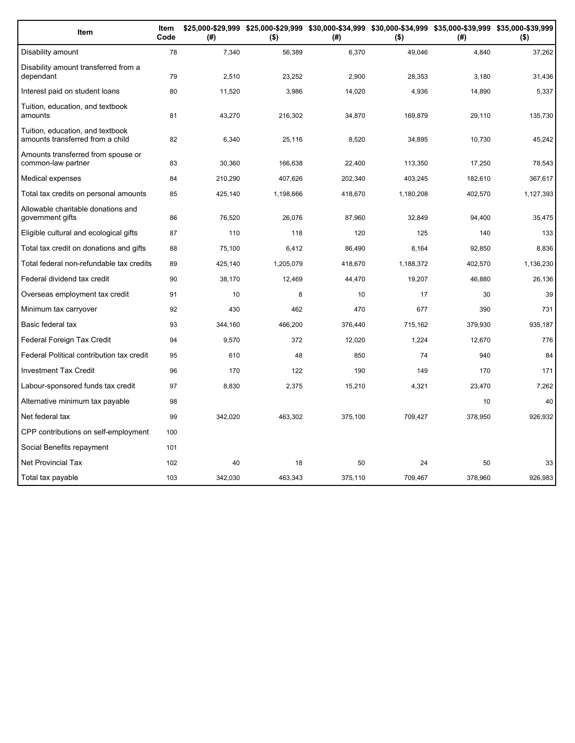| Item | Item Code | $25,000-$29,999 (#) | $25,000-$29,999 ($) | $30,000-$34,999 (#) | $30,000-$34,999 ($) | $35,000-$39,999 (#) | $35,000-$39,999 ($) |
|---|---|---|---|---|---|---|---|
| Disability amount | 78 | 7,340 | 56,389 | 6,370 | 49,046 | 4,840 | 37,262 |
| Disability amount transferred from a dependant | 79 | 2,510 | 23,252 | 2,900 | 28,353 | 3,180 | 31,436 |
| Interest paid on student loans | 80 | 11,520 | 3,986 | 14,020 | 4,936 | 14,890 | 5,337 |
| Tuition, education, and textbook amounts | 81 | 43,270 | 216,302 | 34,870 | 169,879 | 29,110 | 135,730 |
| Tuition, education, and textbook amounts transferred from a child | 82 | 6,340 | 25,116 | 8,520 | 34,895 | 10,730 | 45,242 |
| Amounts transferred from spouse or common-law partner | 83 | 30,360 | 166,638 | 22,400 | 113,350 | 17,250 | 78,543 |
| Medical expenses | 84 | 210,290 | 407,626 | 202,340 | 403,245 | 182,610 | 367,617 |
| Total tax credits on personal amounts | 85 | 425,140 | 1,198,666 | 418,670 | 1,180,208 | 402,570 | 1,127,393 |
| Allowable charitable donations and government gifts | 86 | 76,520 | 26,076 | 87,960 | 32,849 | 94,400 | 35,475 |
| Eligible cultural and ecological gifts | 87 | 110 | 118 | 120 | 125 | 140 | 133 |
| Total tax credit on donations and gifts | 88 | 75,100 | 6,412 | 86,490 | 8,164 | 92,850 | 8,836 |
| Total federal non-refundable tax credits | 89 | 425,140 | 1,205,079 | 418,670 | 1,188,372 | 402,570 | 1,136,230 |
| Federal dividend tax credit | 90 | 38,170 | 12,469 | 44,470 | 19,207 | 46,880 | 26,136 |
| Overseas employment tax credit | 91 | 10 | 8 | 10 | 17 | 30 | 39 |
| Minimum tax carryover | 92 | 430 | 462 | 470 | 677 | 390 | 731 |
| Basic federal tax | 93 | 344,160 | 466,200 | 376,440 | 715,162 | 379,930 | 935,187 |
| Federal Foreign Tax Credit | 94 | 9,570 | 372 | 12,020 | 1,224 | 12,670 | 776 |
| Federal Political contribution tax credit | 95 | 610 | 48 | 850 | 74 | 940 | 84 |
| Investment Tax Credit | 96 | 170 | 122 | 190 | 149 | 170 | 171 |
| Labour-sponsored funds tax credit | 97 | 8,830 | 2,375 | 15,210 | 4,321 | 23,470 | 7,262 |
| Alternative minimum tax payable | 98 | | | | | 10 | 40 |
| Net federal tax | 99 | 342,020 | 463,302 | 375,100 | 709,427 | 378,950 | 926,932 |
| CPP contributions on self-employment | 100 | | | | | | |
| Social Benefits repayment | 101 | | | | | | |
| Net Provincial Tax | 102 | 40 | 18 | 50 | 24 | 50 | 33 |
| Total tax payable | 103 | 342,030 | 463,343 | 375,110 | 709,467 | 378,960 | 926,983 |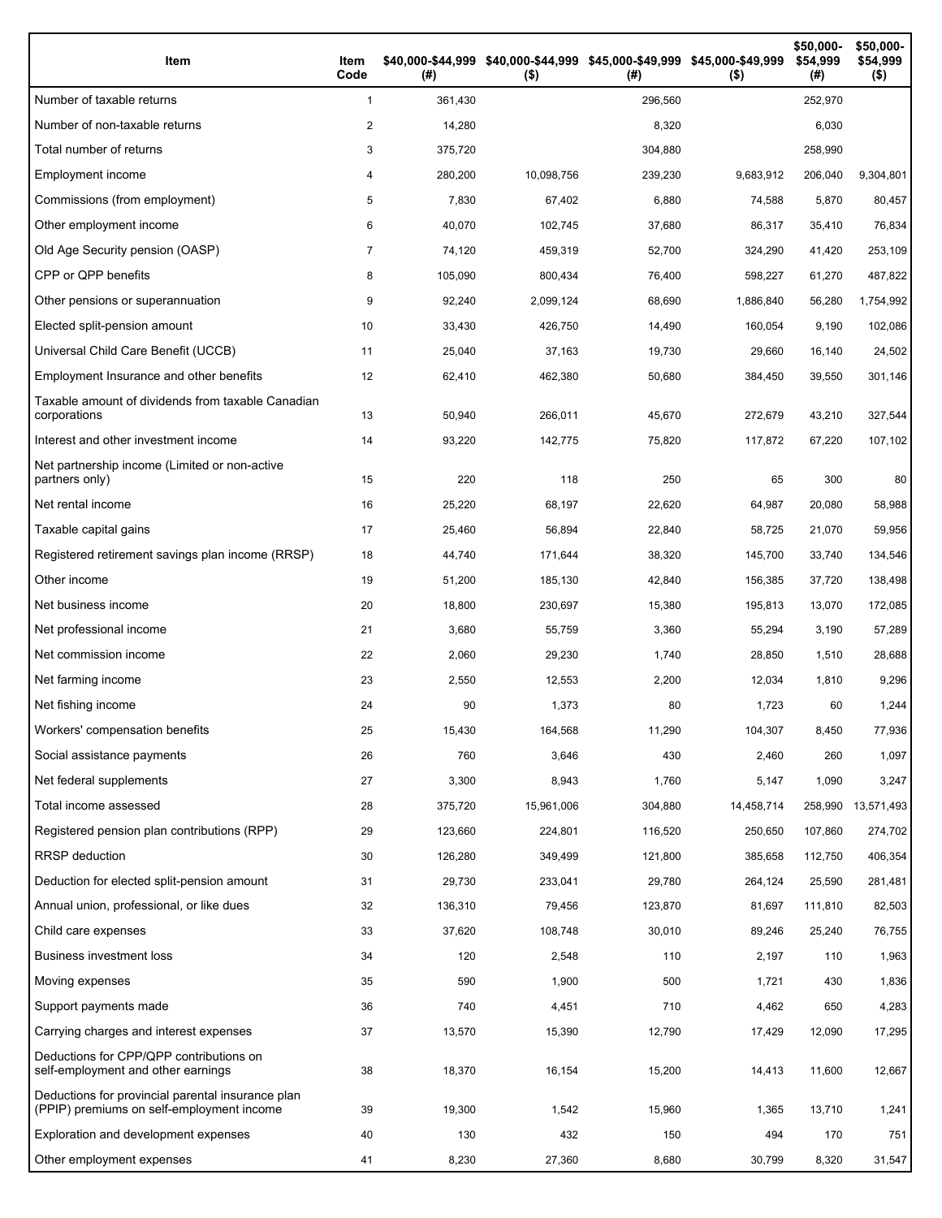| Item | Item Code | $40,000-$44,999 (#) | $40,000-$44,999 ($) | $45,000-$49,999 (#) | $45,000-$49,999 ($) | $50,000-$54,999 (#) | $50,000-$54,999 ($) |
|---|---|---|---|---|---|---|---|
| Number of taxable returns | 1 | 361,430 | | 296,560 | | 252,970 | |
| Number of non-taxable returns | 2 | 14,280 | | 8,320 | | 6,030 | |
| Total number of returns | 3 | 375,720 | | 304,880 | | 258,990 | |
| Employment income | 4 | 280,200 | 10,098,756 | 239,230 | 9,683,912 | 206,040 | 9,304,801 |
| Commissions (from employment) | 5 | 7,830 | 67,402 | 6,880 | 74,588 | 5,870 | 80,457 |
| Other employment income | 6 | 40,070 | 102,745 | 37,680 | 86,317 | 35,410 | 76,834 |
| Old Age Security pension (OASP) | 7 | 74,120 | 459,319 | 52,700 | 324,290 | 41,420 | 253,109 |
| CPP or QPP benefits | 8 | 105,090 | 800,434 | 76,400 | 598,227 | 61,270 | 487,822 |
| Other pensions or superannuation | 9 | 92,240 | 2,099,124 | 68,690 | 1,886,840 | 56,280 | 1,754,992 |
| Elected split-pension amount | 10 | 33,430 | 426,750 | 14,490 | 160,054 | 9,190 | 102,086 |
| Universal Child Care Benefit (UCCB) | 11 | 25,040 | 37,163 | 19,730 | 29,660 | 16,140 | 24,502 |
| Employment Insurance and other benefits | 12 | 62,410 | 462,380 | 50,680 | 384,450 | 39,550 | 301,146 |
| Taxable amount of dividends from taxable Canadian corporations | 13 | 50,940 | 266,011 | 45,670 | 272,679 | 43,210 | 327,544 |
| Interest and other investment income | 14 | 93,220 | 142,775 | 75,820 | 117,872 | 67,220 | 107,102 |
| Net partnership income (Limited or non-active partners only) | 15 | 220 | 118 | 250 | 65 | 300 | 80 |
| Net rental income | 16 | 25,220 | 68,197 | 22,620 | 64,987 | 20,080 | 58,988 |
| Taxable capital gains | 17 | 25,460 | 56,894 | 22,840 | 58,725 | 21,070 | 59,956 |
| Registered retirement savings plan income (RRSP) | 18 | 44,740 | 171,644 | 38,320 | 145,700 | 33,740 | 134,546 |
| Other income | 19 | 51,200 | 185,130 | 42,840 | 156,385 | 37,720 | 138,498 |
| Net business income | 20 | 18,800 | 230,697 | 15,380 | 195,813 | 13,070 | 172,085 |
| Net professional income | 21 | 3,680 | 55,759 | 3,360 | 55,294 | 3,190 | 57,289 |
| Net commission income | 22 | 2,060 | 29,230 | 1,740 | 28,850 | 1,510 | 28,688 |
| Net farming income | 23 | 2,550 | 12,553 | 2,200 | 12,034 | 1,810 | 9,296 |
| Net fishing income | 24 | 90 | 1,373 | 80 | 1,723 | 60 | 1,244 |
| Workers' compensation benefits | 25 | 15,430 | 164,568 | 11,290 | 104,307 | 8,450 | 77,936 |
| Social assistance payments | 26 | 760 | 3,646 | 430 | 2,460 | 260 | 1,097 |
| Net federal supplements | 27 | 3,300 | 8,943 | 1,760 | 5,147 | 1,090 | 3,247 |
| Total income assessed | 28 | 375,720 | 15,961,006 | 304,880 | 14,458,714 | 258,990 | 13,571,493 |
| Registered pension plan contributions (RPP) | 29 | 123,660 | 224,801 | 116,520 | 250,650 | 107,860 | 274,702 |
| RRSP deduction | 30 | 126,280 | 349,499 | 121,800 | 385,658 | 112,750 | 406,354 |
| Deduction for elected split-pension amount | 31 | 29,730 | 233,041 | 29,780 | 264,124 | 25,590 | 281,481 |
| Annual union, professional, or like dues | 32 | 136,310 | 79,456 | 123,870 | 81,697 | 111,810 | 82,503 |
| Child care expenses | 33 | 37,620 | 108,748 | 30,010 | 89,246 | 25,240 | 76,755 |
| Business investment loss | 34 | 120 | 2,548 | 110 | 2,197 | 110 | 1,963 |
| Moving expenses | 35 | 590 | 1,900 | 500 | 1,721 | 430 | 1,836 |
| Support payments made | 36 | 740 | 4,451 | 710 | 4,462 | 650 | 4,283 |
| Carrying charges and interest expenses | 37 | 13,570 | 15,390 | 12,790 | 17,429 | 12,090 | 17,295 |
| Deductions for CPP/QPP contributions on self-employment and other earnings | 38 | 18,370 | 16,154 | 15,200 | 14,413 | 11,600 | 12,667 |
| Deductions for provincial parental insurance plan (PPIP) premiums on self-employment income | 39 | 19,300 | 1,542 | 15,960 | 1,365 | 13,710 | 1,241 |
| Exploration and development expenses | 40 | 130 | 432 | 150 | 494 | 170 | 751 |
| Other employment expenses | 41 | 8,230 | 27,360 | 8,680 | 30,799 | 8,320 | 31,547 |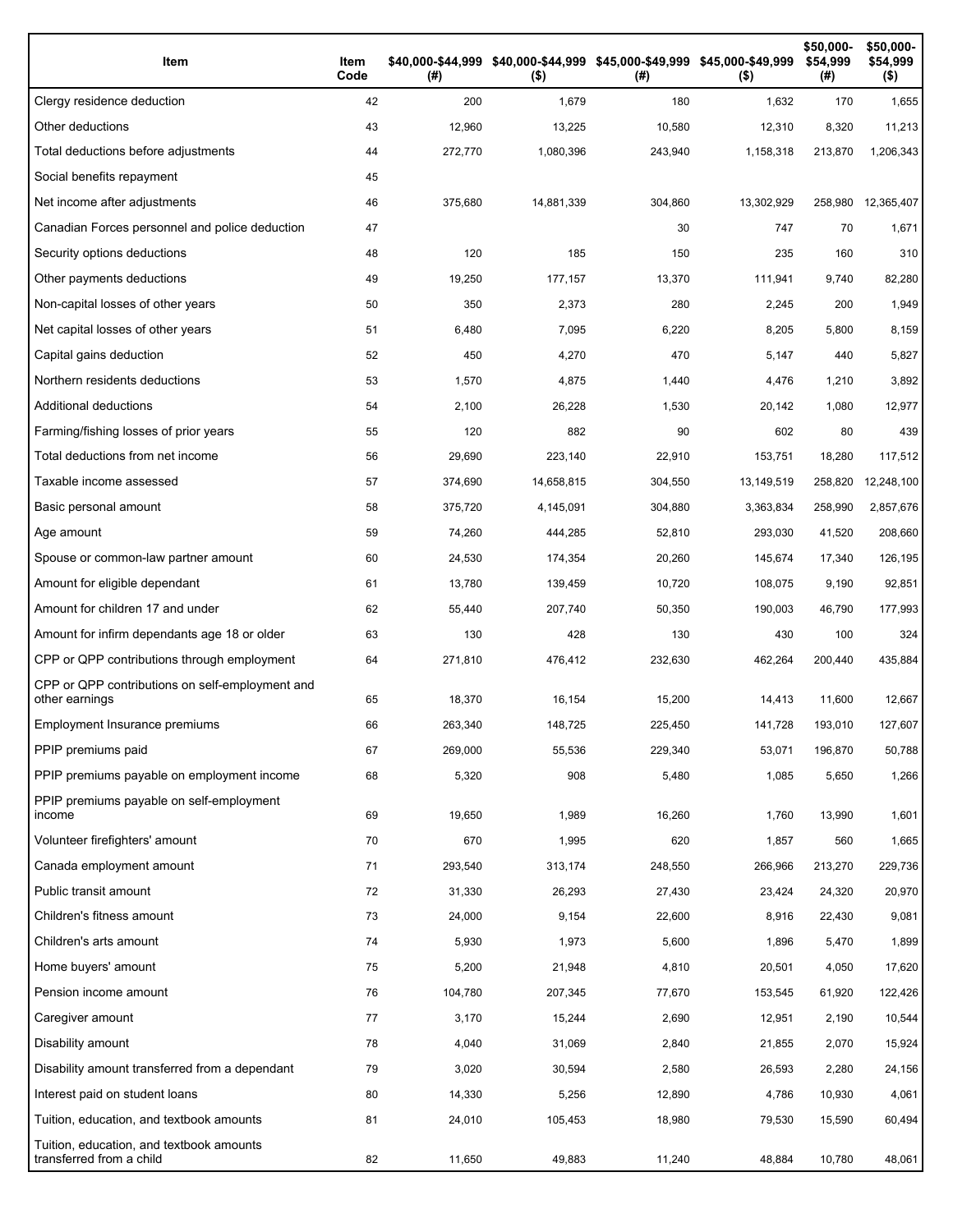| Item | Item Code | $40,000-$44,999 (#) | $40,000-$44,999 ($) | $45,000-$49,999 (#) | $45,000-$49,999 ($) | $50,000-$54,999 (#) | $50,000-$54,999 ($) |
|---|---|---|---|---|---|---|---|
| Clergy residence deduction | 42 | 200 | 1,679 | 180 | 1,632 | 170 | 1,655 |
| Other deductions | 43 | 12,960 | 13,225 | 10,580 | 12,310 | 8,320 | 11,213 |
| Total deductions before adjustments | 44 | 272,770 | 1,080,396 | 243,940 | 1,158,318 | 213,870 | 1,206,343 |
| Social benefits repayment | 45 | | | | | | |
| Net income after adjustments | 46 | 375,680 | 14,881,339 | 304,860 | 13,302,929 | 258,980 | 12,365,407 |
| Canadian Forces personnel and police deduction | 47 | | | 30 | 747 | 70 | 1,671 |
| Security options deductions | 48 | 120 | 185 | 150 | 235 | 160 | 310 |
| Other payments deductions | 49 | 19,250 | 177,157 | 13,370 | 111,941 | 9,740 | 82,280 |
| Non-capital losses of other years | 50 | 350 | 2,373 | 280 | 2,245 | 200 | 1,949 |
| Net capital losses of other years | 51 | 6,480 | 7,095 | 6,220 | 8,205 | 5,800 | 8,159 |
| Capital gains deduction | 52 | 450 | 4,270 | 470 | 5,147 | 440 | 5,827 |
| Northern residents deductions | 53 | 1,570 | 4,875 | 1,440 | 4,476 | 1,210 | 3,892 |
| Additional deductions | 54 | 2,100 | 26,228 | 1,530 | 20,142 | 1,080 | 12,977 |
| Farming/fishing losses of prior years | 55 | 120 | 882 | 90 | 602 | 80 | 439 |
| Total deductions from net income | 56 | 29,690 | 223,140 | 22,910 | 153,751 | 18,280 | 117,512 |
| Taxable income assessed | 57 | 374,690 | 14,658,815 | 304,550 | 13,149,519 | 258,820 | 12,248,100 |
| Basic personal amount | 58 | 375,720 | 4,145,091 | 304,880 | 3,363,834 | 258,990 | 2,857,676 |
| Age amount | 59 | 74,260 | 444,285 | 52,810 | 293,030 | 41,520 | 208,660 |
| Spouse or common-law partner amount | 60 | 24,530 | 174,354 | 20,260 | 145,674 | 17,340 | 126,195 |
| Amount for eligible dependant | 61 | 13,780 | 139,459 | 10,720 | 108,075 | 9,190 | 92,851 |
| Amount for children 17 and under | 62 | 55,440 | 207,740 | 50,350 | 190,003 | 46,790 | 177,993 |
| Amount for infirm dependants age 18 or older | 63 | 130 | 428 | 130 | 430 | 100 | 324 |
| CPP or QPP contributions through employment | 64 | 271,810 | 476,412 | 232,630 | 462,264 | 200,440 | 435,884 |
| CPP or QPP contributions on self-employment and other earnings | 65 | 18,370 | 16,154 | 15,200 | 14,413 | 11,600 | 12,667 |
| Employment Insurance premiums | 66 | 263,340 | 148,725 | 225,450 | 141,728 | 193,010 | 127,607 |
| PPIP premiums paid | 67 | 269,000 | 55,536 | 229,340 | 53,071 | 196,870 | 50,788 |
| PPIP premiums payable on employment income | 68 | 5,320 | 908 | 5,480 | 1,085 | 5,650 | 1,266 |
| PPIP premiums payable on self-employment income | 69 | 19,650 | 1,989 | 16,260 | 1,760 | 13,990 | 1,601 |
| Volunteer firefighters' amount | 70 | 670 | 1,995 | 620 | 1,857 | 560 | 1,665 |
| Canada employment amount | 71 | 293,540 | 313,174 | 248,550 | 266,966 | 213,270 | 229,736 |
| Public transit amount | 72 | 31,330 | 26,293 | 27,430 | 23,424 | 24,320 | 20,970 |
| Children's fitness amount | 73 | 24,000 | 9,154 | 22,600 | 8,916 | 22,430 | 9,081 |
| Children's arts amount | 74 | 5,930 | 1,973 | 5,600 | 1,896 | 5,470 | 1,899 |
| Home buyers' amount | 75 | 5,200 | 21,948 | 4,810 | 20,501 | 4,050 | 17,620 |
| Pension income amount | 76 | 104,780 | 207,345 | 77,670 | 153,545 | 61,920 | 122,426 |
| Caregiver amount | 77 | 3,170 | 15,244 | 2,690 | 12,951 | 2,190 | 10,544 |
| Disability amount | 78 | 4,040 | 31,069 | 2,840 | 21,855 | 2,070 | 15,924 |
| Disability amount transferred from a dependant | 79 | 3,020 | 30,594 | 2,580 | 26,593 | 2,280 | 24,156 |
| Interest paid on student loans | 80 | 14,330 | 5,256 | 12,890 | 4,786 | 10,930 | 4,061 |
| Tuition, education, and textbook amounts | 81 | 24,010 | 105,453 | 18,980 | 79,530 | 15,590 | 60,494 |
| Tuition, education, and textbook amounts transferred from a child | 82 | 11,650 | 49,883 | 11,240 | 48,884 | 10,780 | 48,061 |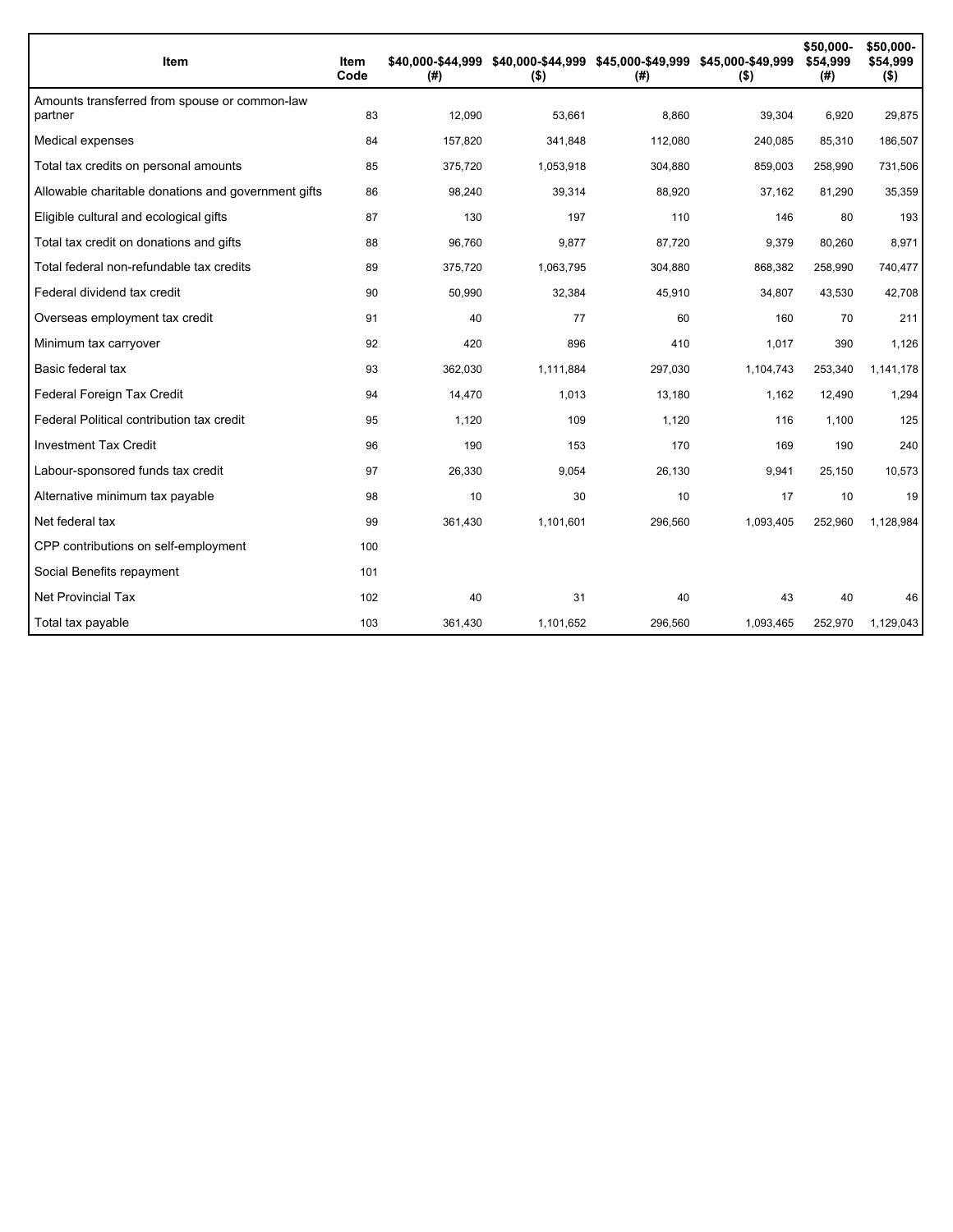| Item | Item Code | $40,000-$44,999 (#) | $40,000-$44,999 ($) | $45,000-$49,999 (#) | $45,000-$49,999 ($) | $50,000-$54,999 (#) | $50,000-$54,999 ($) |
|---|---|---|---|---|---|---|---|
| Amounts transferred from spouse or common-law partner | 83 | 12,090 | 53,661 | 8,860 | 39,304 | 6,920 | 29,875 |
| Medical expenses | 84 | 157,820 | 341,848 | 112,080 | 240,085 | 85,310 | 186,507 |
| Total tax credits on personal amounts | 85 | 375,720 | 1,053,918 | 304,880 | 859,003 | 258,990 | 731,506 |
| Allowable charitable donations and government gifts | 86 | 98,240 | 39,314 | 88,920 | 37,162 | 81,290 | 35,359 |
| Eligible cultural and ecological gifts | 87 | 130 | 197 | 110 | 146 | 80 | 193 |
| Total tax credit on donations and gifts | 88 | 96,760 | 9,877 | 87,720 | 9,379 | 80,260 | 8,971 |
| Total federal non-refundable tax credits | 89 | 375,720 | 1,063,795 | 304,880 | 868,382 | 258,990 | 740,477 |
| Federal dividend tax credit | 90 | 50,990 | 32,384 | 45,910 | 34,807 | 43,530 | 42,708 |
| Overseas employment tax credit | 91 | 40 | 77 | 60 | 160 | 70 | 211 |
| Minimum tax carryover | 92 | 420 | 896 | 410 | 1,017 | 390 | 1,126 |
| Basic federal tax | 93 | 362,030 | 1,111,884 | 297,030 | 1,104,743 | 253,340 | 1,141,178 |
| Federal Foreign Tax Credit | 94 | 14,470 | 1,013 | 13,180 | 1,162 | 12,490 | 1,294 |
| Federal Political contribution tax credit | 95 | 1,120 | 109 | 1,120 | 116 | 1,100 | 125 |
| Investment Tax Credit | 96 | 190 | 153 | 170 | 169 | 190 | 240 |
| Labour-sponsored funds tax credit | 97 | 26,330 | 9,054 | 26,130 | 9,941 | 25,150 | 10,573 |
| Alternative minimum tax payable | 98 | 10 | 30 | 10 | 17 | 10 | 19 |
| Net federal tax | 99 | 361,430 | 1,101,601 | 296,560 | 1,093,405 | 252,960 | 1,128,984 |
| CPP contributions on self-employment | 100 | | | | | | |
| Social Benefits repayment | 101 | | | | | | |
| Net Provincial Tax | 102 | 40 | 31 | 40 | 43 | 40 | 46 |
| Total tax payable | 103 | 361,430 | 1,101,652 | 296,560 | 1,093,465 | 252,970 | 1,129,043 |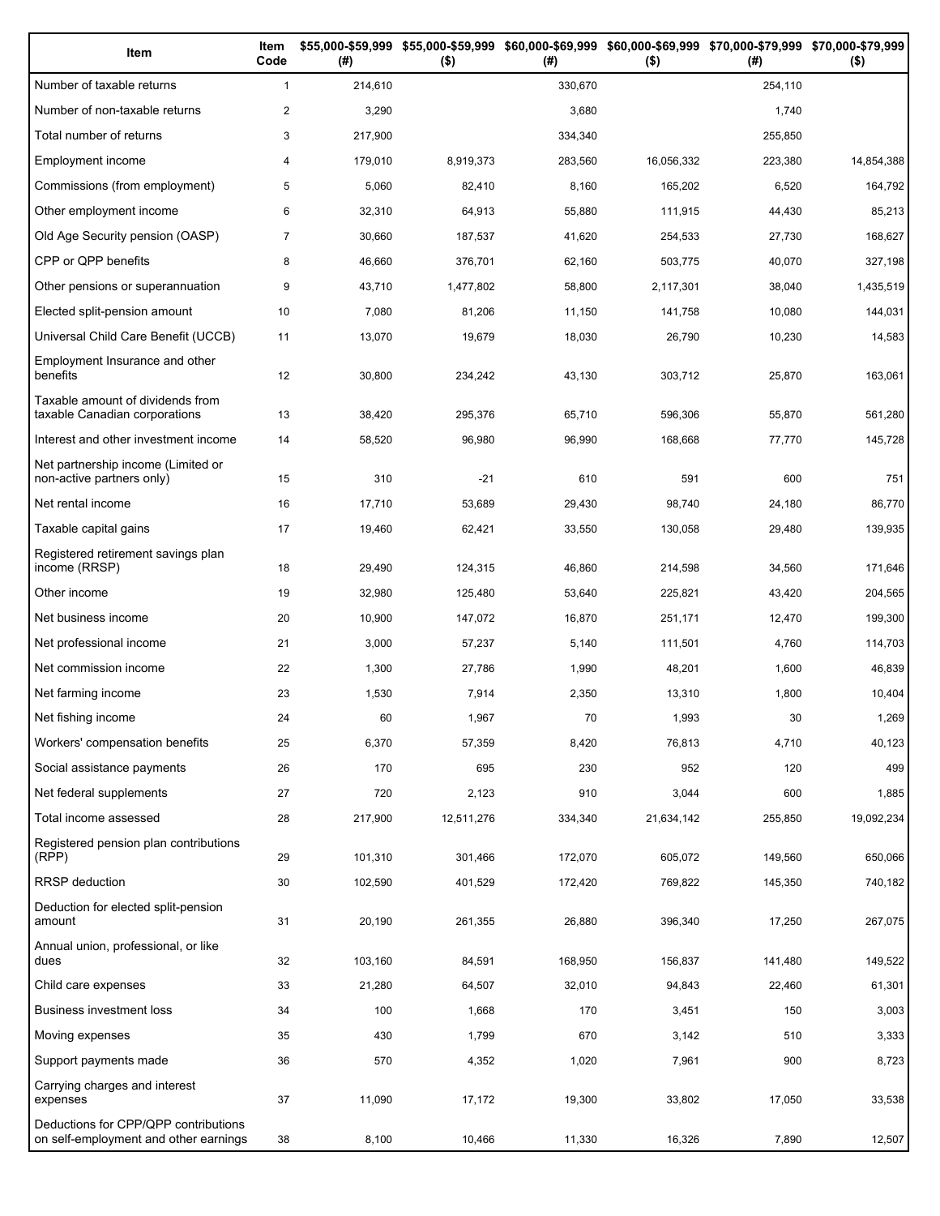| Item | Item Code | $55,000-$59,999 (#) | $55,000-$59,999 ($) | $60,000-$69,999 (#) | $60,000-$69,999 ($) | $70,000-$79,999 (#) | $70,000-$79,999 ($) |
|---|---|---|---|---|---|---|---|
| Number of taxable returns | 1 | 214,610 | | 330,670 | | 254,110 | |
| Number of non-taxable returns | 2 | 3,290 | | 3,680 | | 1,740 | |
| Total number of returns | 3 | 217,900 | | 334,340 | | 255,850 | |
| Employment income | 4 | 179,010 | 8,919,373 | 283,560 | 16,056,332 | 223,380 | 14,854,388 |
| Commissions (from employment) | 5 | 5,060 | 82,410 | 8,160 | 165,202 | 6,520 | 164,792 |
| Other employment income | 6 | 32,310 | 64,913 | 55,880 | 111,915 | 44,430 | 85,213 |
| Old Age Security pension (OASP) | 7 | 30,660 | 187,537 | 41,620 | 254,533 | 27,730 | 168,627 |
| CPP or QPP benefits | 8 | 46,660 | 376,701 | 62,160 | 503,775 | 40,070 | 327,198 |
| Other pensions or superannuation | 9 | 43,710 | 1,477,802 | 58,800 | 2,117,301 | 38,040 | 1,435,519 |
| Elected split-pension amount | 10 | 7,080 | 81,206 | 11,150 | 141,758 | 10,080 | 144,031 |
| Universal Child Care Benefit (UCCB) | 11 | 13,070 | 19,679 | 18,030 | 26,790 | 10,230 | 14,583 |
| Employment Insurance and other benefits | 12 | 30,800 | 234,242 | 43,130 | 303,712 | 25,870 | 163,061 |
| Taxable amount of dividends from taxable Canadian corporations | 13 | 38,420 | 295,376 | 65,710 | 596,306 | 55,870 | 561,280 |
| Interest and other investment income | 14 | 58,520 | 96,980 | 96,990 | 168,668 | 77,770 | 145,728 |
| Net partnership income (Limited or non-active partners only) | 15 | 310 | -21 | 610 | 591 | 600 | 751 |
| Net rental income | 16 | 17,710 | 53,689 | 29,430 | 98,740 | 24,180 | 86,770 |
| Taxable capital gains | 17 | 19,460 | 62,421 | 33,550 | 130,058 | 29,480 | 139,935 |
| Registered retirement savings plan income (RRSP) | 18 | 29,490 | 124,315 | 46,860 | 214,598 | 34,560 | 171,646 |
| Other income | 19 | 32,980 | 125,480 | 53,640 | 225,821 | 43,420 | 204,565 |
| Net business income | 20 | 10,900 | 147,072 | 16,870 | 251,171 | 12,470 | 199,300 |
| Net professional income | 21 | 3,000 | 57,237 | 5,140 | 111,501 | 4,760 | 114,703 |
| Net commission income | 22 | 1,300 | 27,786 | 1,990 | 48,201 | 1,600 | 46,839 |
| Net farming income | 23 | 1,530 | 7,914 | 2,350 | 13,310 | 1,800 | 10,404 |
| Net fishing income | 24 | 60 | 1,967 | 70 | 1,993 | 30 | 1,269 |
| Workers' compensation benefits | 25 | 6,370 | 57,359 | 8,420 | 76,813 | 4,710 | 40,123 |
| Social assistance payments | 26 | 170 | 695 | 230 | 952 | 120 | 499 |
| Net federal supplements | 27 | 720 | 2,123 | 910 | 3,044 | 600 | 1,885 |
| Total income assessed | 28 | 217,900 | 12,511,276 | 334,340 | 21,634,142 | 255,850 | 19,092,234 |
| Registered pension plan contributions (RPP) | 29 | 101,310 | 301,466 | 172,070 | 605,072 | 149,560 | 650,066 |
| RRSP deduction | 30 | 102,590 | 401,529 | 172,420 | 769,822 | 145,350 | 740,182 |
| Deduction for elected split-pension amount | 31 | 20,190 | 261,355 | 26,880 | 396,340 | 17,250 | 267,075 |
| Annual union, professional, or like dues | 32 | 103,160 | 84,591 | 168,950 | 156,837 | 141,480 | 149,522 |
| Child care expenses | 33 | 21,280 | 64,507 | 32,010 | 94,843 | 22,460 | 61,301 |
| Business investment loss | 34 | 100 | 1,668 | 170 | 3,451 | 150 | 3,003 |
| Moving expenses | 35 | 430 | 1,799 | 670 | 3,142 | 510 | 3,333 |
| Support payments made | 36 | 570 | 4,352 | 1,020 | 7,961 | 900 | 8,723 |
| Carrying charges and interest expenses | 37 | 11,090 | 17,172 | 19,300 | 33,802 | 17,050 | 33,538 |
| Deductions for CPP/QPP contributions on self-employment and other earnings | 38 | 8,100 | 10,466 | 11,330 | 16,326 | 7,890 | 12,507 |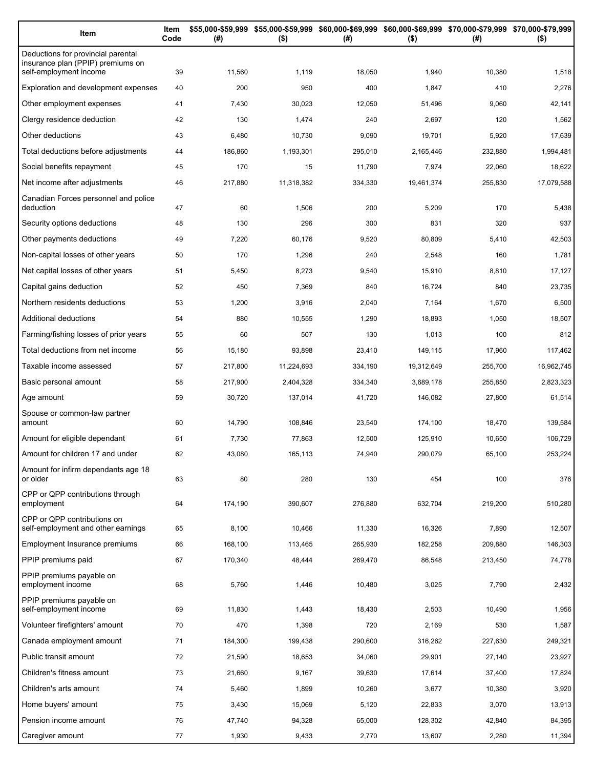| Item | Item Code | $55,000-$59,999 (#) | $55,000-$59,999 ($) | $60,000-$69,999 (#) | $60,000-$69,999 ($) | $70,000-$79,999 (#) | $70,000-$79,999 ($) |
|---|---|---|---|---|---|---|---|
| Deductions for provincial parental insurance plan (PPIP) premiums on self-employment income | 39 | 11,560 | 1,119 | 18,050 | 1,940 | 10,380 | 1,518 |
| Exploration and development expenses | 40 | 200 | 950 | 400 | 1,847 | 410 | 2,276 |
| Other employment expenses | 41 | 7,430 | 30,023 | 12,050 | 51,496 | 9,060 | 42,141 |
| Clergy residence deduction | 42 | 130 | 1,474 | 240 | 2,697 | 120 | 1,562 |
| Other deductions | 43 | 6,480 | 10,730 | 9,090 | 19,701 | 5,920 | 17,639 |
| Total deductions before adjustments | 44 | 186,860 | 1,193,301 | 295,010 | 2,165,446 | 232,880 | 1,994,481 |
| Social benefits repayment | 45 | 170 | 15 | 11,790 | 7,974 | 22,060 | 18,622 |
| Net income after adjustments | 46 | 217,880 | 11,318,382 | 334,330 | 19,461,374 | 255,830 | 17,079,588 |
| Canadian Forces personnel and police deduction | 47 | 60 | 1,506 | 200 | 5,209 | 170 | 5,438 |
| Security options deductions | 48 | 130 | 296 | 300 | 831 | 320 | 937 |
| Other payments deductions | 49 | 7,220 | 60,176 | 9,520 | 80,809 | 5,410 | 42,503 |
| Non-capital losses of other years | 50 | 170 | 1,296 | 240 | 2,548 | 160 | 1,781 |
| Net capital losses of other years | 51 | 5,450 | 8,273 | 9,540 | 15,910 | 8,810 | 17,127 |
| Capital gains deduction | 52 | 450 | 7,369 | 840 | 16,724 | 840 | 23,735 |
| Northern residents deductions | 53 | 1,200 | 3,916 | 2,040 | 7,164 | 1,670 | 6,500 |
| Additional deductions | 54 | 880 | 10,555 | 1,290 | 18,893 | 1,050 | 18,507 |
| Farming/fishing losses of prior years | 55 | 60 | 507 | 130 | 1,013 | 100 | 812 |
| Total deductions from net income | 56 | 15,180 | 93,898 | 23,410 | 149,115 | 17,960 | 117,462 |
| Taxable income assessed | 57 | 217,800 | 11,224,693 | 334,190 | 19,312,649 | 255,700 | 16,962,745 |
| Basic personal amount | 58 | 217,900 | 2,404,328 | 334,340 | 3,689,178 | 255,850 | 2,823,323 |
| Age amount | 59 | 30,720 | 137,014 | 41,720 | 146,082 | 27,800 | 61,514 |
| Spouse or common-law partner amount | 60 | 14,790 | 108,846 | 23,540 | 174,100 | 18,470 | 139,584 |
| Amount for eligible dependant | 61 | 7,730 | 77,863 | 12,500 | 125,910 | 10,650 | 106,729 |
| Amount for children 17 and under | 62 | 43,080 | 165,113 | 74,940 | 290,079 | 65,100 | 253,224 |
| Amount for infirm dependants age 18 or older | 63 | 80 | 280 | 130 | 454 | 100 | 376 |
| CPP or QPP contributions through employment | 64 | 174,190 | 390,607 | 276,880 | 632,704 | 219,200 | 510,280 |
| CPP or QPP contributions on self-employment and other earnings | 65 | 8,100 | 10,466 | 11,330 | 16,326 | 7,890 | 12,507 |
| Employment Insurance premiums | 66 | 168,100 | 113,465 | 265,930 | 182,258 | 209,880 | 146,303 |
| PPIP premiums paid | 67 | 170,340 | 48,444 | 269,470 | 86,548 | 213,450 | 74,778 |
| PPIP premiums payable on employment income | 68 | 5,760 | 1,446 | 10,480 | 3,025 | 7,790 | 2,432 |
| PPIP premiums payable on self-employment income | 69 | 11,830 | 1,443 | 18,430 | 2,503 | 10,490 | 1,956 |
| Volunteer firefighters' amount | 70 | 470 | 1,398 | 720 | 2,169 | 530 | 1,587 |
| Canada employment amount | 71 | 184,300 | 199,438 | 290,600 | 316,262 | 227,630 | 249,321 |
| Public transit amount | 72 | 21,590 | 18,653 | 34,060 | 29,901 | 27,140 | 23,927 |
| Children's fitness amount | 73 | 21,660 | 9,167 | 39,630 | 17,614 | 37,400 | 17,824 |
| Children's arts amount | 74 | 5,460 | 1,899 | 10,260 | 3,677 | 10,380 | 3,920 |
| Home buyers' amount | 75 | 3,430 | 15,069 | 5,120 | 22,833 | 3,070 | 13,913 |
| Pension income amount | 76 | 47,740 | 94,328 | 65,000 | 128,302 | 42,840 | 84,395 |
| Caregiver amount | 77 | 1,930 | 9,433 | 2,770 | 13,607 | 2,280 | 11,394 |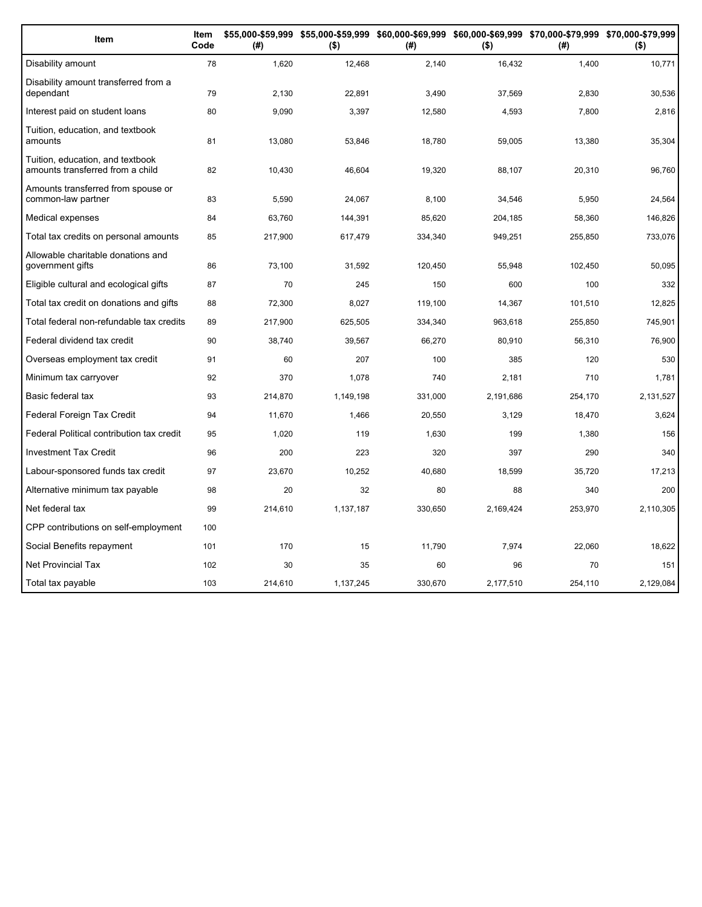| Item | Item Code | $55,000-$59,999 (#) | $55,000-$59,999 ($) | $60,000-$69,999 (#) | $60,000-$69,999 ($) | $70,000-$79,999 (#) | $70,000-$79,999 ($) |
|---|---|---|---|---|---|---|---|
| Disability amount | 78 | 1,620 | 12,468 | 2,140 | 16,432 | 1,400 | 10,771 |
| Disability amount transferred from a dependant | 79 | 2,130 | 22,891 | 3,490 | 37,569 | 2,830 | 30,536 |
| Interest paid on student loans | 80 | 9,090 | 3,397 | 12,580 | 4,593 | 7,800 | 2,816 |
| Tuition, education, and textbook amounts | 81 | 13,080 | 53,846 | 18,780 | 59,005 | 13,380 | 35,304 |
| Tuition, education, and textbook amounts transferred from a child | 82 | 10,430 | 46,604 | 19,320 | 88,107 | 20,310 | 96,760 |
| Amounts transferred from spouse or common-law partner | 83 | 5,590 | 24,067 | 8,100 | 34,546 | 5,950 | 24,564 |
| Medical expenses | 84 | 63,760 | 144,391 | 85,620 | 204,185 | 58,360 | 146,826 |
| Total tax credits on personal amounts | 85 | 217,900 | 617,479 | 334,340 | 949,251 | 255,850 | 733,076 |
| Allowable charitable donations and government gifts | 86 | 73,100 | 31,592 | 120,450 | 55,948 | 102,450 | 50,095 |
| Eligible cultural and ecological gifts | 87 | 70 | 245 | 150 | 600 | 100 | 332 |
| Total tax credit on donations and gifts | 88 | 72,300 | 8,027 | 119,100 | 14,367 | 101,510 | 12,825 |
| Total federal non-refundable tax credits | 89 | 217,900 | 625,505 | 334,340 | 963,618 | 255,850 | 745,901 |
| Federal dividend tax credit | 90 | 38,740 | 39,567 | 66,270 | 80,910 | 56,310 | 76,900 |
| Overseas employment tax credit | 91 | 60 | 207 | 100 | 385 | 120 | 530 |
| Minimum tax carryover | 92 | 370 | 1,078 | 740 | 2,181 | 710 | 1,781 |
| Basic federal tax | 93 | 214,870 | 1,149,198 | 331,000 | 2,191,686 | 254,170 | 2,131,527 |
| Federal Foreign Tax Credit | 94 | 11,670 | 1,466 | 20,550 | 3,129 | 18,470 | 3,624 |
| Federal Political contribution tax credit | 95 | 1,020 | 119 | 1,630 | 199 | 1,380 | 156 |
| Investment Tax Credit | 96 | 200 | 223 | 320 | 397 | 290 | 340 |
| Labour-sponsored funds tax credit | 97 | 23,670 | 10,252 | 40,680 | 18,599 | 35,720 | 17,213 |
| Alternative minimum tax payable | 98 | 20 | 32 | 80 | 88 | 340 | 200 |
| Net federal tax | 99 | 214,610 | 1,137,187 | 330,650 | 2,169,424 | 253,970 | 2,110,305 |
| CPP contributions on self-employment | 100 | | | | | | |
| Social Benefits repayment | 101 | 170 | 15 | 11,790 | 7,974 | 22,060 | 18,622 |
| Net Provincial Tax | 102 | 30 | 35 | 60 | 96 | 70 | 151 |
| Total tax payable | 103 | 214,610 | 1,137,245 | 330,670 | 2,177,510 | 254,110 | 2,129,084 |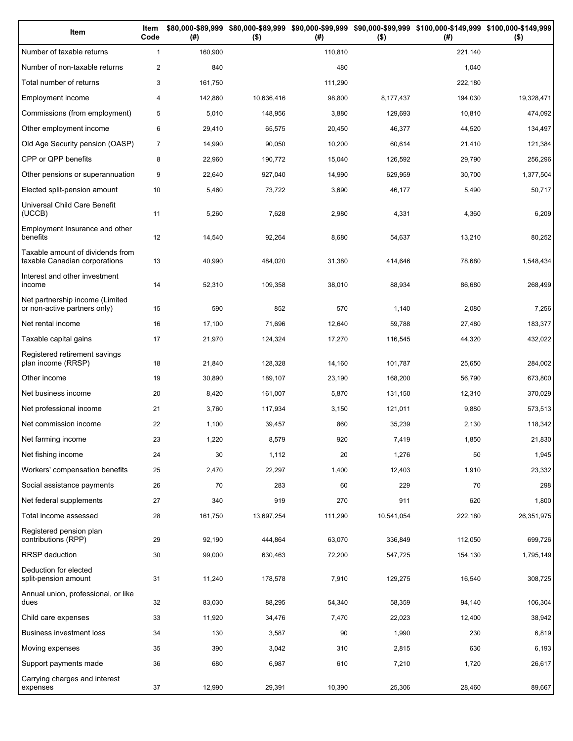| Item | Item Code | $80,000-$89,999 (#) | $80,000-$89,999 ($) | $90,000-$99,999 (#) | $90,000-$99,999 ($) | $100,000-$149,999 (#) | $100,000-$149,999 ($) |
|---|---|---|---|---|---|---|---|
| Number of taxable returns | 1 | 160,900 | | 110,810 | | 221,140 | |
| Number of non-taxable returns | 2 | 840 | | 480 | | 1,040 | |
| Total number of returns | 3 | 161,750 | | 111,290 | | 222,180 | |
| Employment income | 4 | 142,860 | 10,636,416 | 98,800 | 8,177,437 | 194,030 | 19,328,471 |
| Commissions (from employment) | 5 | 5,010 | 148,956 | 3,880 | 129,693 | 10,810 | 474,092 |
| Other employment income | 6 | 29,410 | 65,575 | 20,450 | 46,377 | 44,520 | 134,497 |
| Old Age Security pension (OASP) | 7 | 14,990 | 90,050 | 10,200 | 60,614 | 21,410 | 121,384 |
| CPP or QPP benefits | 8 | 22,960 | 190,772 | 15,040 | 126,592 | 29,790 | 256,296 |
| Other pensions or superannuation | 9 | 22,640 | 927,040 | 14,990 | 629,959 | 30,700 | 1,377,504 |
| Elected split-pension amount | 10 | 5,460 | 73,722 | 3,690 | 46,177 | 5,490 | 50,717 |
| Universal Child Care Benefit (UCCB) | 11 | 5,260 | 7,628 | 2,980 | 4,331 | 4,360 | 6,209 |
| Employment Insurance and other benefits | 12 | 14,540 | 92,264 | 8,680 | 54,637 | 13,210 | 80,252 |
| Taxable amount of dividends from taxable Canadian corporations | 13 | 40,990 | 484,020 | 31,380 | 414,646 | 78,680 | 1,548,434 |
| Interest and other investment income | 14 | 52,310 | 109,358 | 38,010 | 88,934 | 86,680 | 268,499 |
| Net partnership income (Limited or non-active partners only) | 15 | 590 | 852 | 570 | 1,140 | 2,080 | 7,256 |
| Net rental income | 16 | 17,100 | 71,696 | 12,640 | 59,788 | 27,480 | 183,377 |
| Taxable capital gains | 17 | 21,970 | 124,324 | 17,270 | 116,545 | 44,320 | 432,022 |
| Registered retirement savings plan income (RRSP) | 18 | 21,840 | 128,328 | 14,160 | 101,787 | 25,650 | 284,002 |
| Other income | 19 | 30,890 | 189,107 | 23,190 | 168,200 | 56,790 | 673,800 |
| Net business income | 20 | 8,420 | 161,007 | 5,870 | 131,150 | 12,310 | 370,029 |
| Net professional income | 21 | 3,760 | 117,934 | 3,150 | 121,011 | 9,880 | 573,513 |
| Net commission income | 22 | 1,100 | 39,457 | 860 | 35,239 | 2,130 | 118,342 |
| Net farming income | 23 | 1,220 | 8,579 | 920 | 7,419 | 1,850 | 21,830 |
| Net fishing income | 24 | 30 | 1,112 | 20 | 1,276 | 50 | 1,945 |
| Workers' compensation benefits | 25 | 2,470 | 22,297 | 1,400 | 12,403 | 1,910 | 23,332 |
| Social assistance payments | 26 | 70 | 283 | 60 | 229 | 70 | 298 |
| Net federal supplements | 27 | 340 | 919 | 270 | 911 | 620 | 1,800 |
| Total income assessed | 28 | 161,750 | 13,697,254 | 111,290 | 10,541,054 | 222,180 | 26,351,975 |
| Registered pension plan contributions (RPP) | 29 | 92,190 | 444,864 | 63,070 | 336,849 | 112,050 | 699,726 |
| RRSP deduction | 30 | 99,000 | 630,463 | 72,200 | 547,725 | 154,130 | 1,795,149 |
| Deduction for elected split-pension amount | 31 | 11,240 | 178,578 | 7,910 | 129,275 | 16,540 | 308,725 |
| Annual union, professional, or like dues | 32 | 83,030 | 88,295 | 54,340 | 58,359 | 94,140 | 106,304 |
| Child care expenses | 33 | 11,920 | 34,476 | 7,470 | 22,023 | 12,400 | 38,942 |
| Business investment loss | 34 | 130 | 3,587 | 90 | 1,990 | 230 | 6,819 |
| Moving expenses | 35 | 390 | 3,042 | 310 | 2,815 | 630 | 6,193 |
| Support payments made | 36 | 680 | 6,987 | 610 | 7,210 | 1,720 | 26,617 |
| Carrying charges and interest expenses | 37 | 12,990 | 29,391 | 10,390 | 25,306 | 28,460 | 89,667 |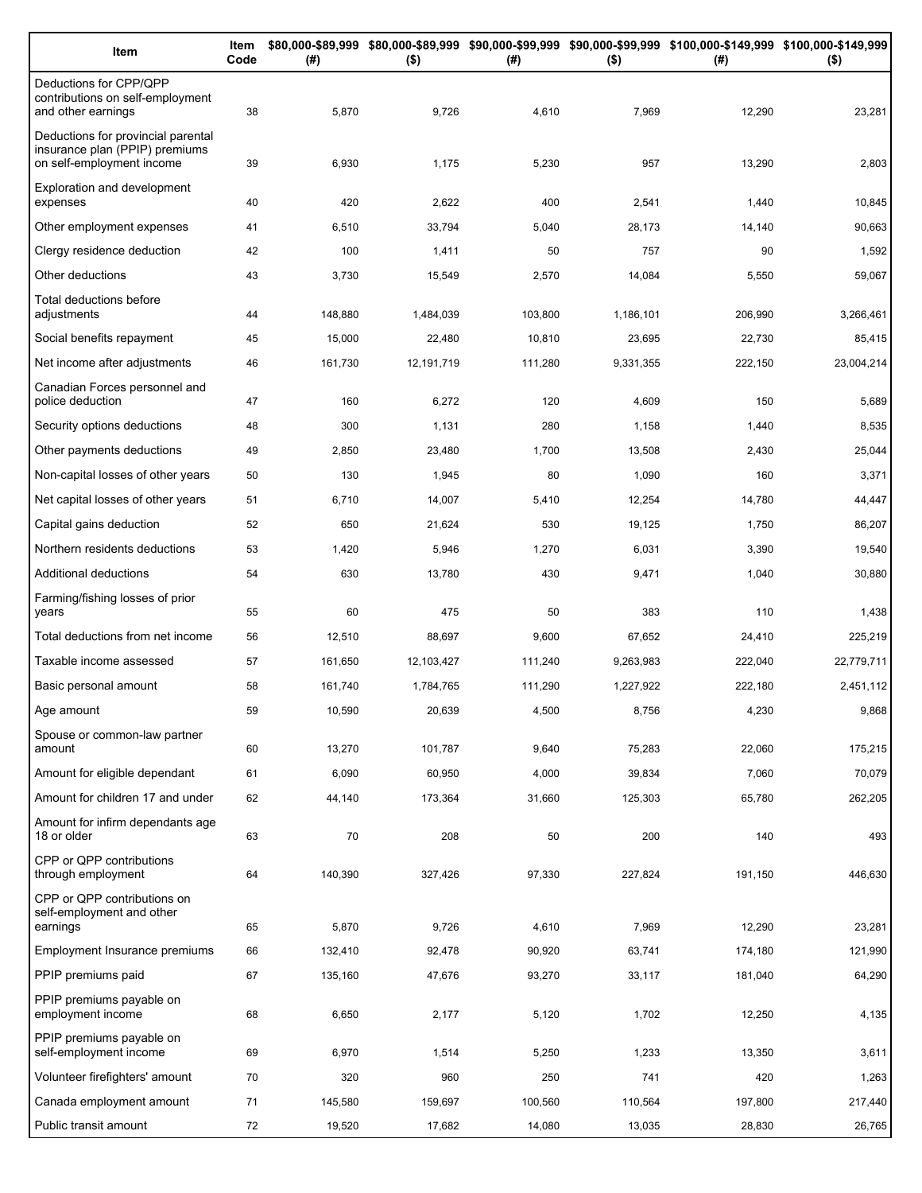| Item | Item Code | $80,000-$89,999 (#) | $80,000-$89,999 ($) | $90,000-$99,999 (#) | $90,000-$99,999 ($) | $100,000-$149,999 (#) | $100,000-$149,999 ($) |
| --- | --- | --- | --- | --- | --- | --- | --- |
| Deductions for CPP/QPP contributions on self-employment and other earnings | 38 | 5,870 | 9,726 | 4,610 | 7,969 | 12,290 | 23,281 |
| Deductions for provincial parental insurance plan (PPIP) premiums on self-employment income | 39 | 6,930 | 1,175 | 5,230 | 957 | 13,290 | 2,803 |
| Exploration and development expenses | 40 | 420 | 2,622 | 400 | 2,541 | 1,440 | 10,845 |
| Other employment expenses | 41 | 6,510 | 33,794 | 5,040 | 28,173 | 14,140 | 90,663 |
| Clergy residence deduction | 42 | 100 | 1,411 | 50 | 757 | 90 | 1,592 |
| Other deductions | 43 | 3,730 | 15,549 | 2,570 | 14,084 | 5,550 | 59,067 |
| Total deductions before adjustments | 44 | 148,880 | 1,484,039 | 103,800 | 1,186,101 | 206,990 | 3,266,461 |
| Social benefits repayment | 45 | 15,000 | 22,480 | 10,810 | 23,695 | 22,730 | 85,415 |
| Net income after adjustments | 46 | 161,730 | 12,191,719 | 111,280 | 9,331,355 | 222,150 | 23,004,214 |
| Canadian Forces personnel and police deduction | 47 | 160 | 6,272 | 120 | 4,609 | 150 | 5,689 |
| Security options deductions | 48 | 300 | 1,131 | 280 | 1,158 | 1,440 | 8,535 |
| Other payments deductions | 49 | 2,850 | 23,480 | 1,700 | 13,508 | 2,430 | 25,044 |
| Non-capital losses of other years | 50 | 130 | 1,945 | 80 | 1,090 | 160 | 3,371 |
| Net capital losses of other years | 51 | 6,710 | 14,007 | 5,410 | 12,254 | 14,780 | 44,447 |
| Capital gains deduction | 52 | 650 | 21,624 | 530 | 19,125 | 1,750 | 86,207 |
| Northern residents deductions | 53 | 1,420 | 5,946 | 1,270 | 6,031 | 3,390 | 19,540 |
| Additional deductions | 54 | 630 | 13,780 | 430 | 9,471 | 1,040 | 30,880 |
| Farming/fishing losses of prior years | 55 | 60 | 475 | 50 | 383 | 110 | 1,438 |
| Total deductions from net income | 56 | 12,510 | 88,697 | 9,600 | 67,652 | 24,410 | 225,219 |
| Taxable income assessed | 57 | 161,650 | 12,103,427 | 111,240 | 9,263,983 | 222,040 | 22,779,711 |
| Basic personal amount | 58 | 161,740 | 1,784,765 | 111,290 | 1,227,922 | 222,180 | 2,451,112 |
| Age amount | 59 | 10,590 | 20,639 | 4,500 | 8,756 | 4,230 | 9,868 |
| Spouse or common-law partner amount | 60 | 13,270 | 101,787 | 9,640 | 75,283 | 22,060 | 175,215 |
| Amount for eligible dependant | 61 | 6,090 | 60,950 | 4,000 | 39,834 | 7,060 | 70,079 |
| Amount for children 17 and under | 62 | 44,140 | 173,364 | 31,660 | 125,303 | 65,780 | 262,205 |
| Amount for infirm dependants age 18 or older | 63 | 70 | 208 | 50 | 200 | 140 | 493 |
| CPP or QPP contributions through employment | 64 | 140,390 | 327,426 | 97,330 | 227,824 | 191,150 | 446,630 |
| CPP or QPP contributions on self-employment and other earnings | 65 | 5,870 | 9,726 | 4,610 | 7,969 | 12,290 | 23,281 |
| Employment Insurance premiums | 66 | 132,410 | 92,478 | 90,920 | 63,741 | 174,180 | 121,990 |
| PPIP premiums paid | 67 | 135,160 | 47,676 | 93,270 | 33,117 | 181,040 | 64,290 |
| PPIP premiums payable on employment income | 68 | 6,650 | 2,177 | 5,120 | 1,702 | 12,250 | 4,135 |
| PPIP premiums payable on self-employment income | 69 | 6,970 | 1,514 | 5,250 | 1,233 | 13,350 | 3,611 |
| Volunteer firefighters' amount | 70 | 320 | 960 | 250 | 741 | 420 | 1,263 |
| Canada employment amount | 71 | 145,580 | 159,697 | 100,560 | 110,564 | 197,800 | 217,440 |
| Public transit amount | 72 | 19,520 | 17,682 | 14,080 | 13,035 | 28,830 | 26,765 |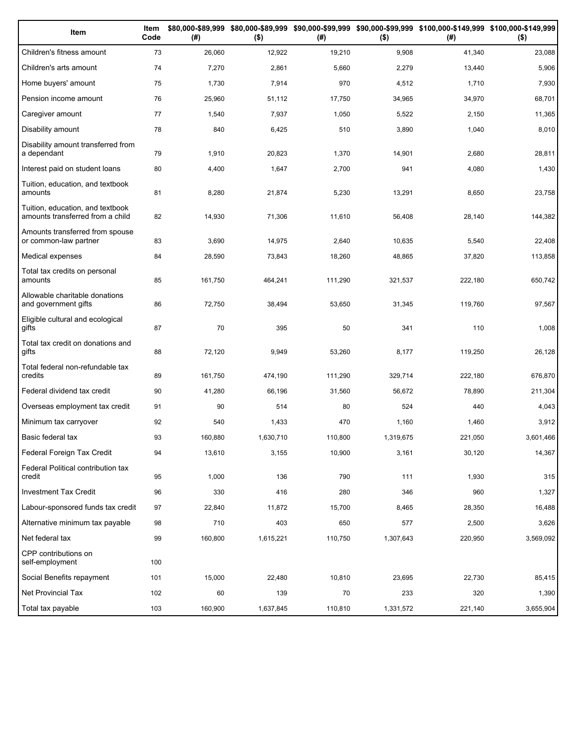| Item | Item Code | $80,000-$89,999 (#) | $80,000-$89,999 ($) | $90,000-$99,999 (#) | $90,000-$99,999 ($) | $100,000-$149,999 (#) | $100,000-$149,999 ($) |
|---|---|---|---|---|---|---|---|
| Children's fitness amount | 73 | 26,060 | 12,922 | 19,210 | 9,908 | 41,340 | 23,088 |
| Children's arts amount | 74 | 7,270 | 2,861 | 5,660 | 2,279 | 13,440 | 5,906 |
| Home buyers' amount | 75 | 1,730 | 7,914 | 970 | 4,512 | 1,710 | 7,930 |
| Pension income amount | 76 | 25,960 | 51,112 | 17,750 | 34,965 | 34,970 | 68,701 |
| Caregiver amount | 77 | 1,540 | 7,937 | 1,050 | 5,522 | 2,150 | 11,365 |
| Disability amount | 78 | 840 | 6,425 | 510 | 3,890 | 1,040 | 8,010 |
| Disability amount transferred from a dependant | 79 | 1,910 | 20,823 | 1,370 | 14,901 | 2,680 | 28,811 |
| Interest paid on student loans | 80 | 4,400 | 1,647 | 2,700 | 941 | 4,080 | 1,430 |
| Tuition, education, and textbook amounts | 81 | 8,280 | 21,874 | 5,230 | 13,291 | 8,650 | 23,758 |
| Tuition, education, and textbook amounts transferred from a child | 82 | 14,930 | 71,306 | 11,610 | 56,408 | 28,140 | 144,382 |
| Amounts transferred from spouse or common-law partner | 83 | 3,690 | 14,975 | 2,640 | 10,635 | 5,540 | 22,408 |
| Medical expenses | 84 | 28,590 | 73,843 | 18,260 | 48,865 | 37,820 | 113,858 |
| Total tax credits on personal amounts | 85 | 161,750 | 464,241 | 111,290 | 321,537 | 222,180 | 650,742 |
| Allowable charitable donations and government gifts | 86 | 72,750 | 38,494 | 53,650 | 31,345 | 119,760 | 97,567 |
| Eligible cultural and ecological gifts | 87 | 70 | 395 | 50 | 341 | 110 | 1,008 |
| Total tax credit on donations and gifts | 88 | 72,120 | 9,949 | 53,260 | 8,177 | 119,250 | 26,128 |
| Total federal non-refundable tax credits | 89 | 161,750 | 474,190 | 111,290 | 329,714 | 222,180 | 676,870 |
| Federal dividend tax credit | 90 | 41,280 | 66,196 | 31,560 | 56,672 | 78,890 | 211,304 |
| Overseas employment tax credit | 91 | 90 | 514 | 80 | 524 | 440 | 4,043 |
| Minimum tax carryover | 92 | 540 | 1,433 | 470 | 1,160 | 1,460 | 3,912 |
| Basic federal tax | 93 | 160,880 | 1,630,710 | 110,800 | 1,319,675 | 221,050 | 3,601,466 |
| Federal Foreign Tax Credit | 94 | 13,610 | 3,155 | 10,900 | 3,161 | 30,120 | 14,367 |
| Federal Political contribution tax credit | 95 | 1,000 | 136 | 790 | 111 | 1,930 | 315 |
| Investment Tax Credit | 96 | 330 | 416 | 280 | 346 | 960 | 1,327 |
| Labour-sponsored funds tax credit | 97 | 22,840 | 11,872 | 15,700 | 8,465 | 28,350 | 16,488 |
| Alternative minimum tax payable | 98 | 710 | 403 | 650 | 577 | 2,500 | 3,626 |
| Net federal tax | 99 | 160,800 | 1,615,221 | 110,750 | 1,307,643 | 220,950 | 3,569,092 |
| CPP contributions on self-employment | 100 | | | | | | |
| Social Benefits repayment | 101 | 15,000 | 22,480 | 10,810 | 23,695 | 22,730 | 85,415 |
| Net Provincial Tax | 102 | 60 | 139 | 70 | 233 | 320 | 1,390 |
| Total tax payable | 103 | 160,900 | 1,637,845 | 110,810 | 1,331,572 | 221,140 | 3,655,904 |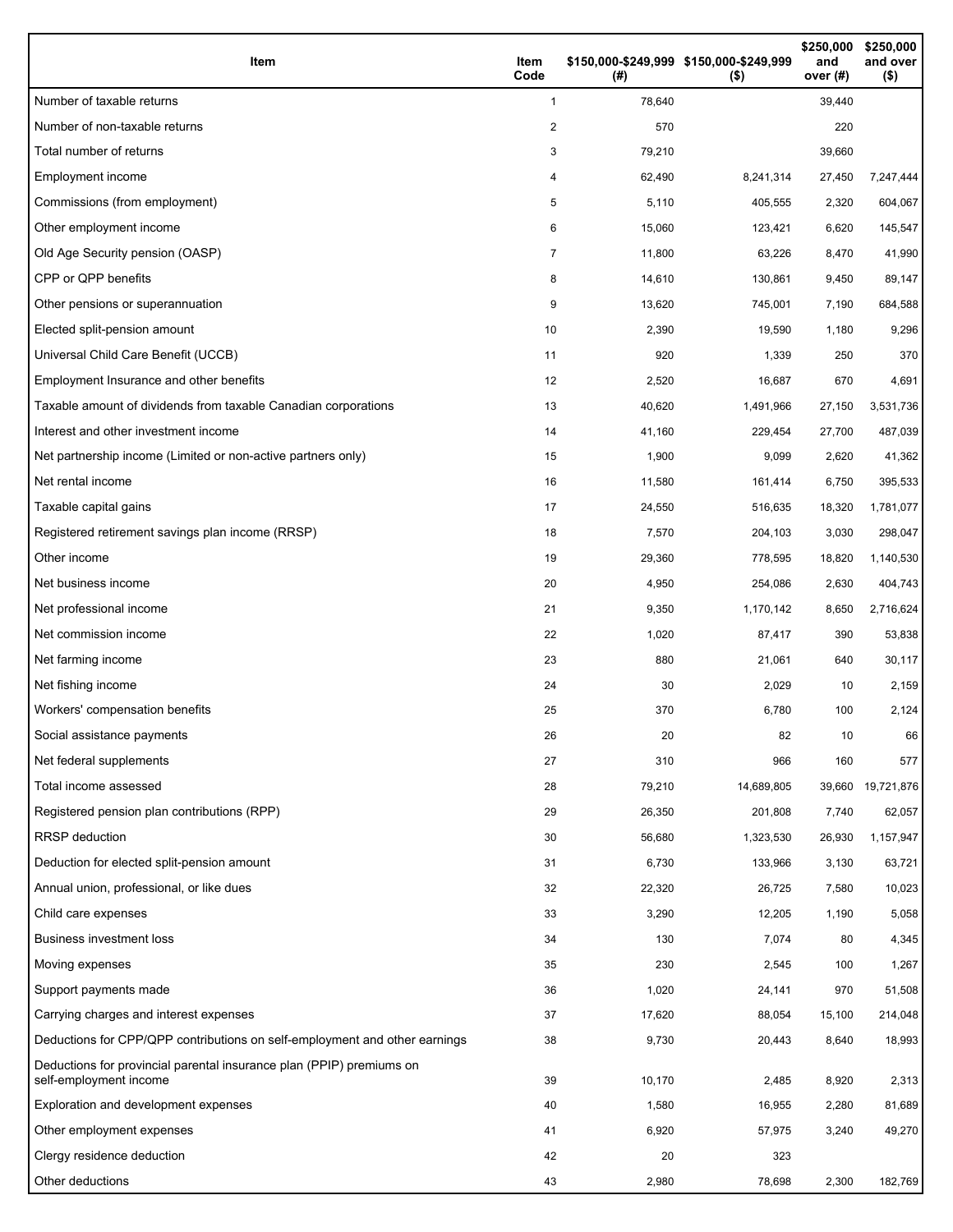| Item | Item Code | $150,000-$249,999 (#) | $150,000-$249,999 ($) | $250,000 and over (#) | $250,000 and over ($) |
|---|---|---|---|---|---|
| Number of taxable returns | 1 | 78,640 | | 39,440 | |
| Number of non-taxable returns | 2 | 570 | | 220 | |
| Total number of returns | 3 | 79,210 | | 39,660 | |
| Employment income | 4 | 62,490 | 8,241,314 | 27,450 | 7,247,444 |
| Commissions (from employment) | 5 | 5,110 | 405,555 | 2,320 | 604,067 |
| Other employment income | 6 | 15,060 | 123,421 | 6,620 | 145,547 |
| Old Age Security pension (OASP) | 7 | 11,800 | 63,226 | 8,470 | 41,990 |
| CPP or QPP benefits | 8 | 14,610 | 130,861 | 9,450 | 89,147 |
| Other pensions or superannuation | 9 | 13,620 | 745,001 | 7,190 | 684,588 |
| Elected split-pension amount | 10 | 2,390 | 19,590 | 1,180 | 9,296 |
| Universal Child Care Benefit (UCCB) | 11 | 920 | 1,339 | 250 | 370 |
| Employment Insurance and other benefits | 12 | 2,520 | 16,687 | 670 | 4,691 |
| Taxable amount of dividends from taxable Canadian corporations | 13 | 40,620 | 1,491,966 | 27,150 | 3,531,736 |
| Interest and other investment income | 14 | 41,160 | 229,454 | 27,700 | 487,039 |
| Net partnership income (Limited or non-active partners only) | 15 | 1,900 | 9,099 | 2,620 | 41,362 |
| Net rental income | 16 | 11,580 | 161,414 | 6,750 | 395,533 |
| Taxable capital gains | 17 | 24,550 | 516,635 | 18,320 | 1,781,077 |
| Registered retirement savings plan income (RRSP) | 18 | 7,570 | 204,103 | 3,030 | 298,047 |
| Other income | 19 | 29,360 | 778,595 | 18,820 | 1,140,530 |
| Net business income | 20 | 4,950 | 254,086 | 2,630 | 404,743 |
| Net professional income | 21 | 9,350 | 1,170,142 | 8,650 | 2,716,624 |
| Net commission income | 22 | 1,020 | 87,417 | 390 | 53,838 |
| Net farming income | 23 | 880 | 21,061 | 640 | 30,117 |
| Net fishing income | 24 | 30 | 2,029 | 10 | 2,159 |
| Workers' compensation benefits | 25 | 370 | 6,780 | 100 | 2,124 |
| Social assistance payments | 26 | 20 | 82 | 10 | 66 |
| Net federal supplements | 27 | 310 | 966 | 160 | 577 |
| Total income assessed | 28 | 79,210 | 14,689,805 | 39,660 | 19,721,876 |
| Registered pension plan contributions (RPP) | 29 | 26,350 | 201,808 | 7,740 | 62,057 |
| RRSP deduction | 30 | 56,680 | 1,323,530 | 26,930 | 1,157,947 |
| Deduction for elected split-pension amount | 31 | 6,730 | 133,966 | 3,130 | 63,721 |
| Annual union, professional, or like dues | 32 | 22,320 | 26,725 | 7,580 | 10,023 |
| Child care expenses | 33 | 3,290 | 12,205 | 1,190 | 5,058 |
| Business investment loss | 34 | 130 | 7,074 | 80 | 4,345 |
| Moving expenses | 35 | 230 | 2,545 | 100 | 1,267 |
| Support payments made | 36 | 1,020 | 24,141 | 970 | 51,508 |
| Carrying charges and interest expenses | 37 | 17,620 | 88,054 | 15,100 | 214,048 |
| Deductions for CPP/QPP contributions on self-employment and other earnings | 38 | 9,730 | 20,443 | 8,640 | 18,993 |
| Deductions for provincial parental insurance plan (PPIP) premiums on self-employment income | 39 | 10,170 | 2,485 | 8,920 | 2,313 |
| Exploration and development expenses | 40 | 1,580 | 16,955 | 2,280 | 81,689 |
| Other employment expenses | 41 | 6,920 | 57,975 | 3,240 | 49,270 |
| Clergy residence deduction | 42 | 20 | 323 | | |
| Other deductions | 43 | 2,980 | 78,698 | 2,300 | 182,769 |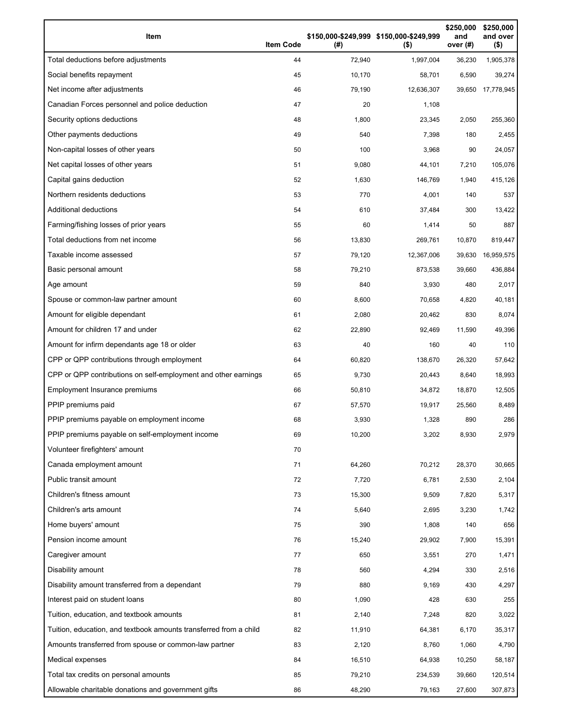| Item | Item Code | $150,000-$249,999 (#) | $150,000-$249,999 ($) | $250,000 and over (#) | $250,000 and over ($) |
|---|---|---|---|---|---|
| Total deductions before adjustments | 44 | 72,940 | 1,997,004 | 36,230 | 1,905,378 |
| Social benefits repayment | 45 | 10,170 | 58,701 | 6,590 | 39,274 |
| Net income after adjustments | 46 | 79,190 | 12,636,307 | 39,650 | 17,778,945 |
| Canadian Forces personnel and police deduction | 47 | 20 | 1,108 | | |
| Security options deductions | 48 | 1,800 | 23,345 | 2,050 | 255,360 |
| Other payments deductions | 49 | 540 | 7,398 | 180 | 2,455 |
| Non-capital losses of other years | 50 | 100 | 3,968 | 90 | 24,057 |
| Net capital losses of other years | 51 | 9,080 | 44,101 | 7,210 | 105,076 |
| Capital gains deduction | 52 | 1,630 | 146,769 | 1,940 | 415,126 |
| Northern residents deductions | 53 | 770 | 4,001 | 140 | 537 |
| Additional deductions | 54 | 610 | 37,484 | 300 | 13,422 |
| Farming/fishing losses of prior years | 55 | 60 | 1,414 | 50 | 887 |
| Total deductions from net income | 56 | 13,830 | 269,761 | 10,870 | 819,447 |
| Taxable income assessed | 57 | 79,120 | 12,367,006 | 39,630 | 16,959,575 |
| Basic personal amount | 58 | 79,210 | 873,538 | 39,660 | 436,884 |
| Age amount | 59 | 840 | 3,930 | 480 | 2,017 |
| Spouse or common-law partner amount | 60 | 8,600 | 70,658 | 4,820 | 40,181 |
| Amount for eligible dependant | 61 | 2,080 | 20,462 | 830 | 8,074 |
| Amount for children 17 and under | 62 | 22,890 | 92,469 | 11,590 | 49,396 |
| Amount for infirm dependants age 18 or older | 63 | 40 | 160 | 40 | 110 |
| CPP or QPP contributions through employment | 64 | 60,820 | 138,670 | 26,320 | 57,642 |
| CPP or QPP contributions on self-employment and other earnings | 65 | 9,730 | 20,443 | 8,640 | 18,993 |
| Employment Insurance premiums | 66 | 50,810 | 34,872 | 18,870 | 12,505 |
| PPIP premiums paid | 67 | 57,570 | 19,917 | 25,560 | 8,489 |
| PPIP premiums payable on employment income | 68 | 3,930 | 1,328 | 890 | 286 |
| PPIP premiums payable on self-employment income | 69 | 10,200 | 3,202 | 8,930 | 2,979 |
| Volunteer firefighters' amount | 70 | | | | |
| Canada employment amount | 71 | 64,260 | 70,212 | 28,370 | 30,665 |
| Public transit amount | 72 | 7,720 | 6,781 | 2,530 | 2,104 |
| Children's fitness amount | 73 | 15,300 | 9,509 | 7,820 | 5,317 |
| Children's arts amount | 74 | 5,640 | 2,695 | 3,230 | 1,742 |
| Home buyers' amount | 75 | 390 | 1,808 | 140 | 656 |
| Pension income amount | 76 | 15,240 | 29,902 | 7,900 | 15,391 |
| Caregiver amount | 77 | 650 | 3,551 | 270 | 1,471 |
| Disability amount | 78 | 560 | 4,294 | 330 | 2,516 |
| Disability amount transferred from a dependant | 79 | 880 | 9,169 | 430 | 4,297 |
| Interest paid on student loans | 80 | 1,090 | 428 | 630 | 255 |
| Tuition, education, and textbook amounts | 81 | 2,140 | 7,248 | 820 | 3,022 |
| Tuition, education, and textbook amounts transferred from a child | 82 | 11,910 | 64,381 | 6,170 | 35,317 |
| Amounts transferred from spouse or common-law partner | 83 | 2,120 | 8,760 | 1,060 | 4,790 |
| Medical expenses | 84 | 16,510 | 64,938 | 10,250 | 58,187 |
| Total tax credits on personal amounts | 85 | 79,210 | 234,539 | 39,660 | 120,514 |
| Allowable charitable donations and government gifts | 86 | 48,290 | 79,163 | 27,600 | 307,873 |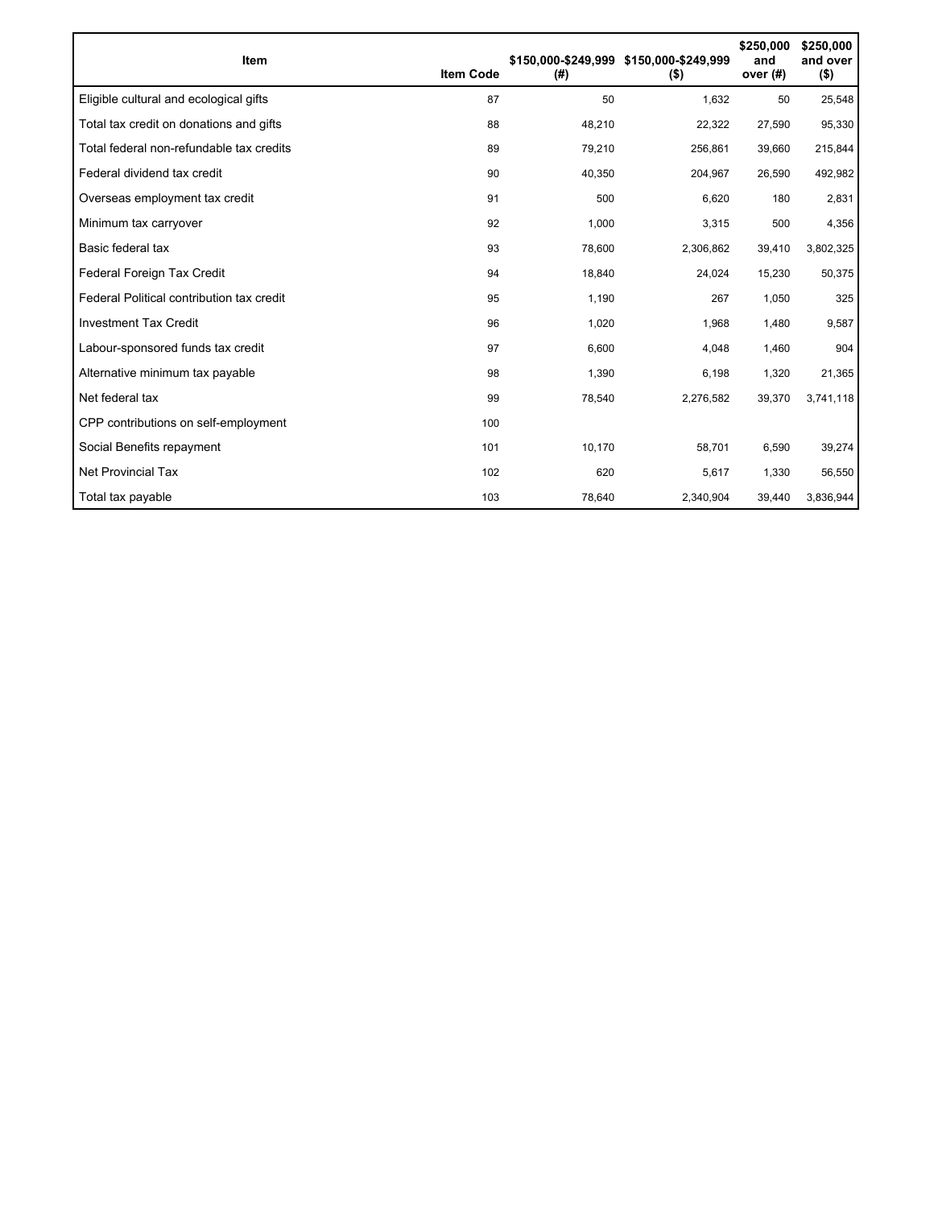| Item | Item Code | \$150,000-\$249,999 (#) | \$150,000-\$249,999 (\$) | \$250,000 and over (#) | \$250,000 and over (\$) |
|---|---|---|---|---|---|
| Eligible cultural and ecological gifts | 87 | 50 | 1,632 | 50 | 25,548 |
| Total tax credit on donations and gifts | 88 | 48,210 | 22,322 | 27,590 | 95,330 |
| Total federal non-refundable tax credits | 89 | 79,210 | 256,861 | 39,660 | 215,844 |
| Federal dividend tax credit | 90 | 40,350 | 204,967 | 26,590 | 492,982 |
| Overseas employment tax credit | 91 | 500 | 6,620 | 180 | 2,831 |
| Minimum tax carryover | 92 | 1,000 | 3,315 | 500 | 4,356 |
| Basic federal tax | 93 | 78,600 | 2,306,862 | 39,410 | 3,802,325 |
| Federal Foreign Tax Credit | 94 | 18,840 | 24,024 | 15,230 | 50,375 |
| Federal Political contribution tax credit | 95 | 1,190 | 267 | 1,050 | 325 |
| Investment Tax Credit | 96 | 1,020 | 1,968 | 1,480 | 9,587 |
| Labour-sponsored funds tax credit | 97 | 6,600 | 4,048 | 1,460 | 904 |
| Alternative minimum tax payable | 98 | 1,390 | 6,198 | 1,320 | 21,365 |
| Net federal tax | 99 | 78,540 | 2,276,582 | 39,370 | 3,741,118 |
| CPP contributions on self-employment | 100 | | | | |
| Social Benefits repayment | 101 | 10,170 | 58,701 | 6,590 | 39,274 |
| Net Provincial Tax | 102 | 620 | 5,617 | 1,330 | 56,550 |
| Total tax payable | 103 | 78,640 | 2,340,904 | 39,440 | 3,836,944 |